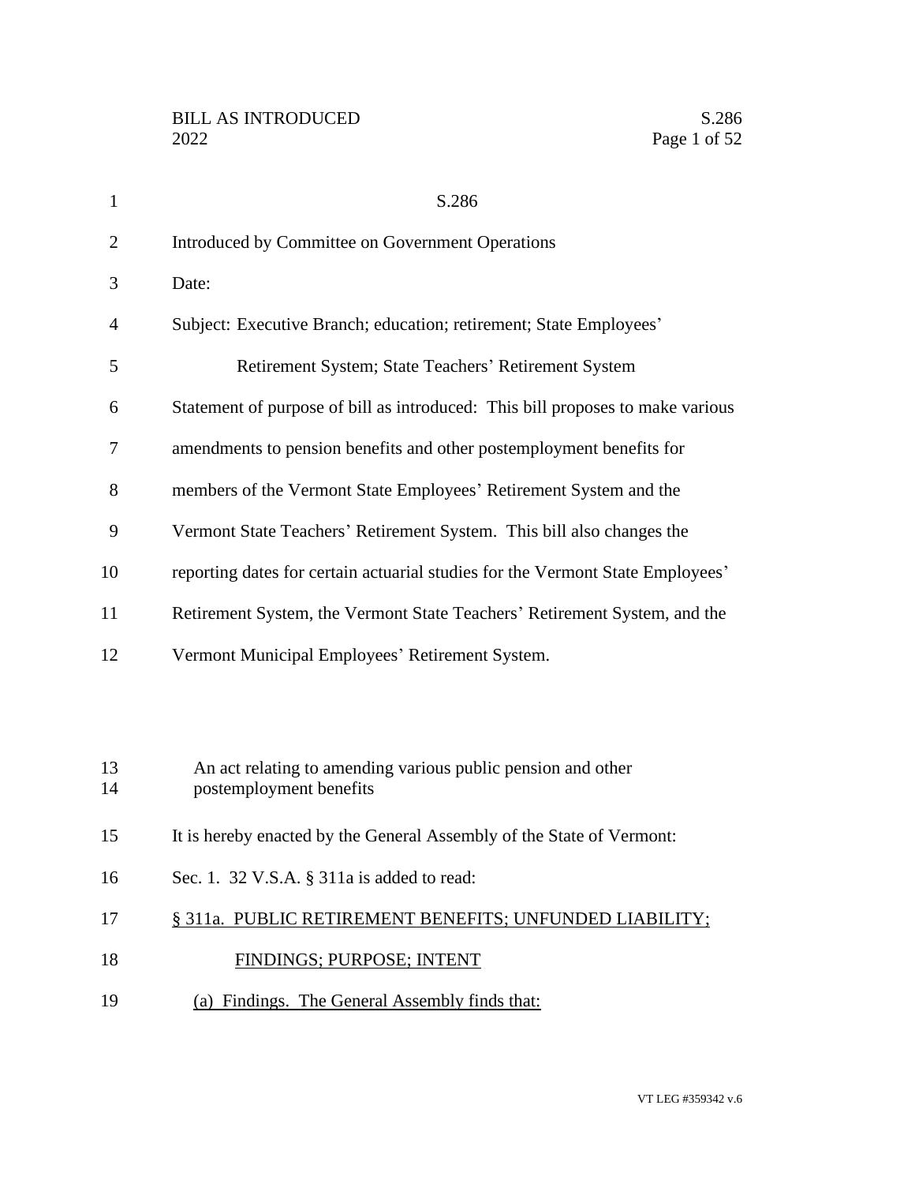# S.286

Introduced by Committee on Government Operations

Date:

Subject: Executive Branch; education; retirement; State Employees' Retirement System; State Teachers' Retirement System

Statement of purpose of bill as introduced: This bill proposes to make various amendments to pension benefits and other postemployment benefits for members of the Vermont State Employees' Retirement System and the Vermont State Teachers' Retirement System. This bill also changes the reporting dates for certain actuarial studies for the Vermont State Employees' Retirement System, the Vermont State Teachers' Retirement System, and the Vermont Municipal Employees' Retirement System.

An act relating to amending various public pension and other postemployment benefits

It is hereby enacted by the General Assembly of the State of Vermont:

Sec. 1. 32 V.S.A. § 311a is added to read:

§ 311a. PUBLIC RETIREMENT BENEFITS; UNFUNDED LIABILITY; FINDINGS; PURPOSE; INTENT

(a) Findings. The General Assembly finds that: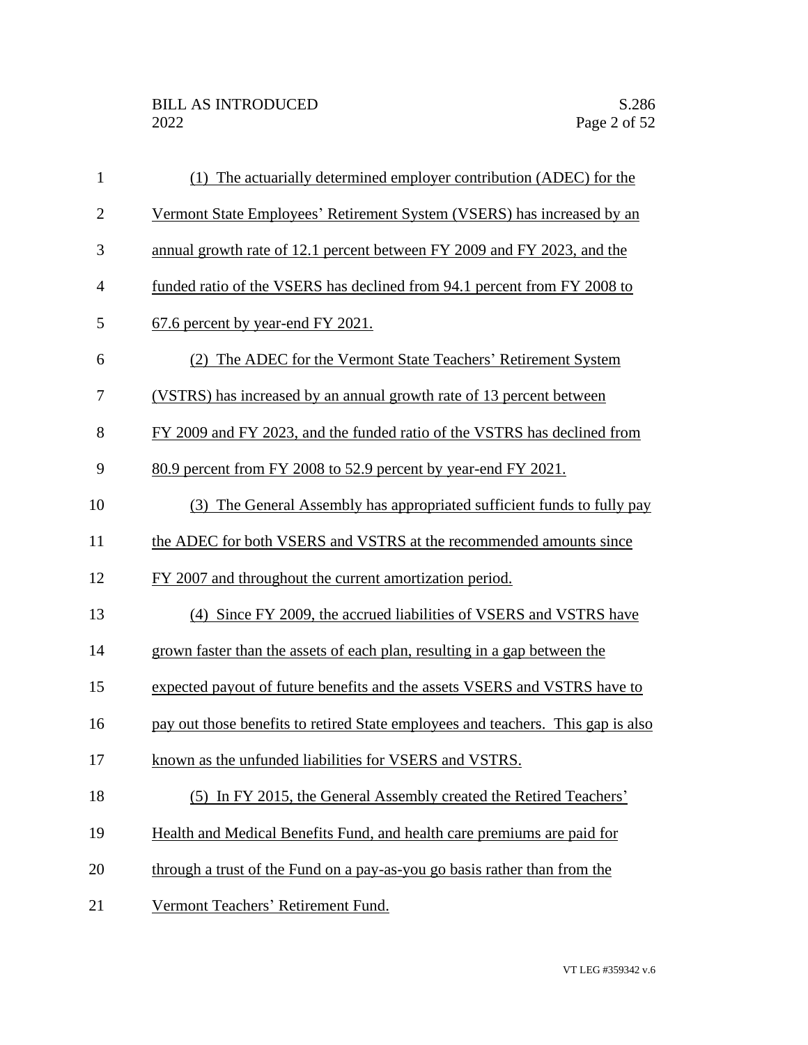(1) The actuarially determined employer contribution (ADEC) for the Vermont State Employees' Retirement System (VSERS) has increased by an annual growth rate of 12.1 percent between FY 2009 and FY 2023, and the funded ratio of the VSERS has declined from 94.1 percent from FY 2008 to 67.6 percent by year-end FY 2021.

(2) The ADEC for the Vermont State Teachers' Retirement System (VSTRS) has increased by an annual growth rate of 13 percent between FY 2009 and FY 2023, and the funded ratio of the VSTRS has declined from 80.9 percent from FY 2008 to 52.9 percent by year-end FY 2021.

(3) The General Assembly has appropriated sufficient funds to fully pay the ADEC for both VSERS and VSTRS at the recommended amounts since FY 2007 and throughout the current amortization period.

(4) Since FY 2009, the accrued liabilities of VSERS and VSTRS have grown faster than the assets of each plan, resulting in a gap between the expected payout of future benefits and the assets VSERS and VSTRS have to pay out those benefits to retired State employees and teachers. This gap is also known as the unfunded liabilities for VSERS and VSTRS.

(5) In FY 2015, the General Assembly created the Retired Teachers' Health and Medical Benefits Fund, and health care premiums are paid for through a trust of the Fund on a pay-as-you go basis rather than from the Vermont Teachers' Retirement Fund.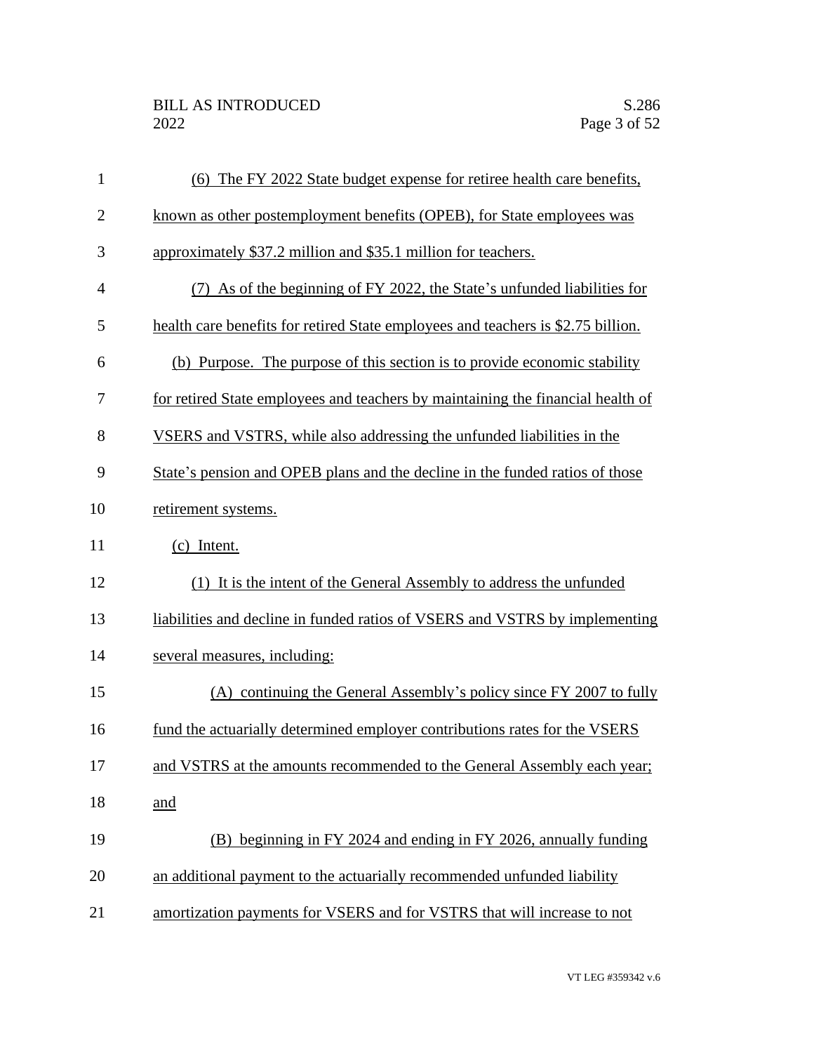(6) The FY 2022 State budget expense for retiree health care benefits, known as other postemployment benefits (OPEB), for State employees was approximately $37.2 million and $35.1 million for teachers.

(7) As of the beginning of FY 2022, the State's unfunded liabilities for health care benefits for retired State employees and teachers is $2.75 billion.

(b) Purpose. The purpose of this section is to provide economic stability for retired State employees and teachers by maintaining the financial health of VSERS and VSTRS, while also addressing the unfunded liabilities in the State's pension and OPEB plans and the decline in the funded ratios of those retirement systems.

(c) Intent.

(1) It is the intent of the General Assembly to address the unfunded liabilities and decline in funded ratios of VSERS and VSTRS by implementing several measures, including:

(A) continuing the General Assembly's policy since FY 2007 to fully fund the actuarially determined employer contributions rates for the VSERS and VSTRS at the amounts recommended to the General Assembly each year; and

(B) beginning in FY 2024 and ending in FY 2026, annually funding an additional payment to the actuarially recommended unfunded liability amortization payments for VSERS and for VSTRS that will increase to not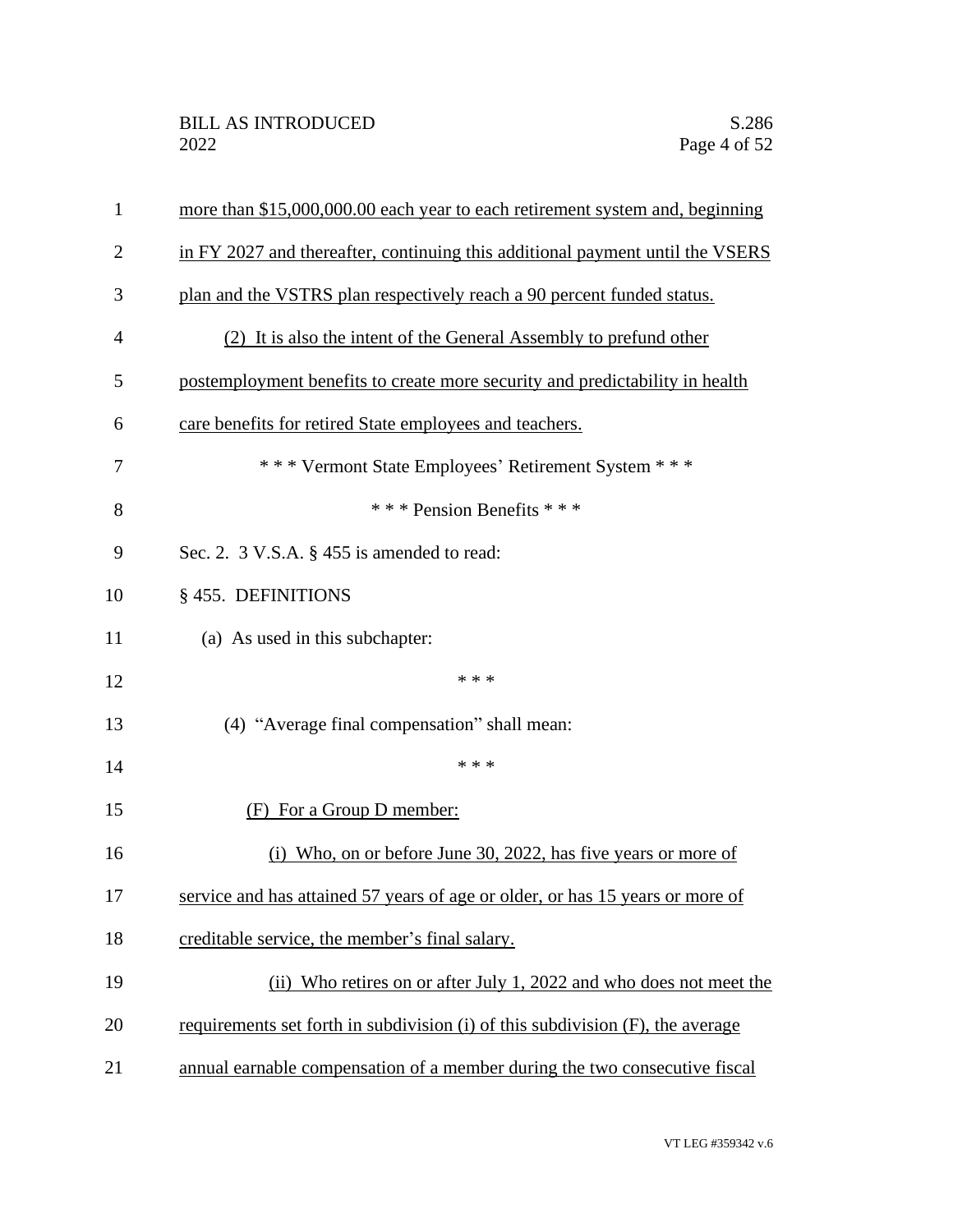more than $15,000,000.00 each year to each retirement system and, beginning in FY 2027 and thereafter, continuing this additional payment until the VSERS plan and the VSTRS plan respectively reach a 90 percent funded status.

(2) It is also the intent of the General Assembly to prefund other postemployment benefits to create more security and predictability in health care benefits for retired State employees and teachers.

\* \* \* Vermont State Employees' Retirement System \* \* \*

\* \* \* Pension Benefits \* \* \*

Sec. 2. 3 V.S.A. § 455 is amended to read:

§ 455. DEFINITIONS

(a) As used in this subchapter:

\* \* \*

(4) "Average final compensation" shall mean:

\* \* \*

(F) For a Group D member:

(i) Who, on or before June 30, 2022, has five years or more of service and has attained 57 years of age or older, or has 15 years or more of creditable service, the member's final salary.

(ii) Who retires on or after July 1, 2022 and who does not meet the requirements set forth in subdivision (i) of this subdivision (F), the average annual earnable compensation of a member during the two consecutive fiscal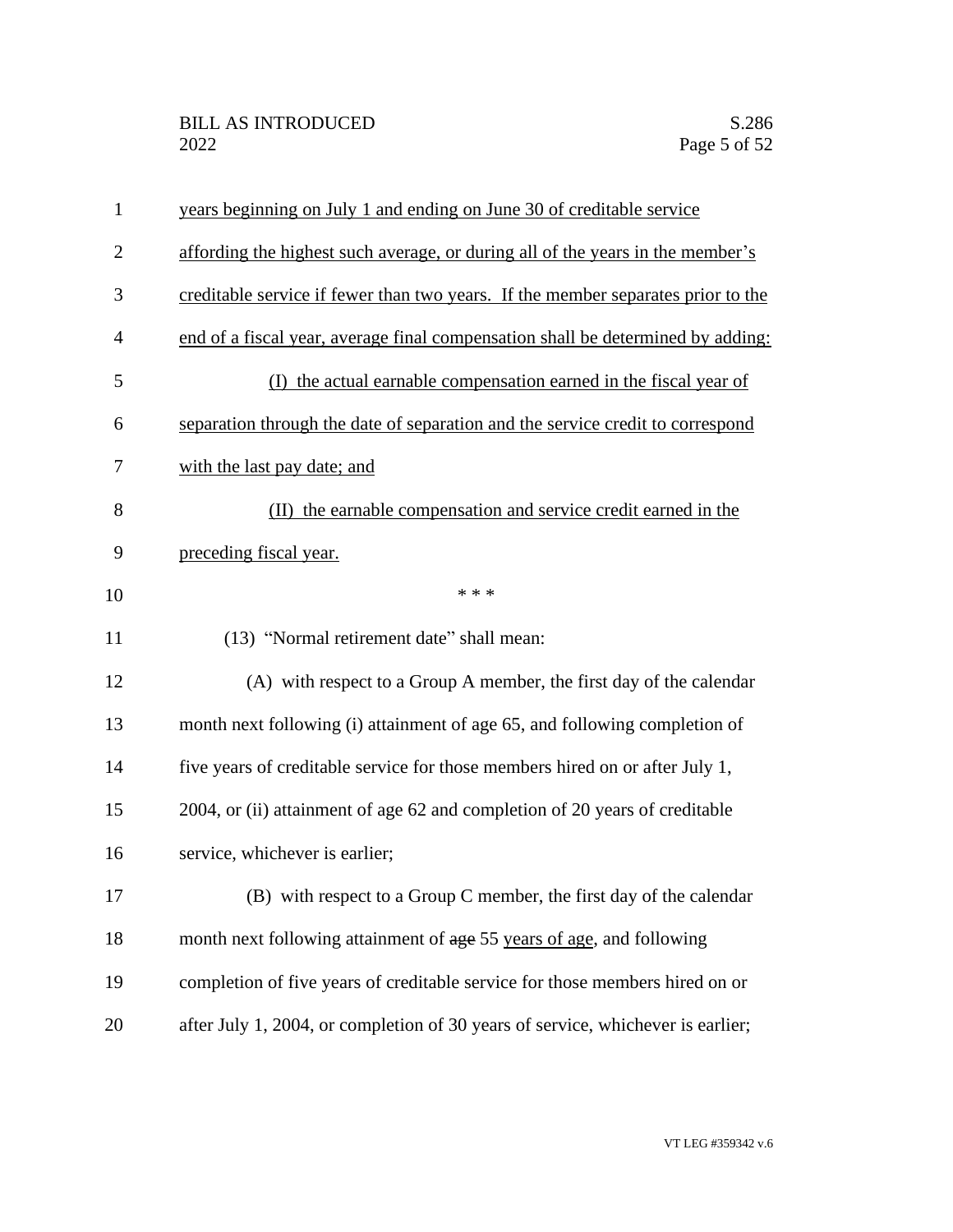years beginning on July 1 and ending on June 30 of creditable service affording the highest such average, or during all of the years in the member's creditable service if fewer than two years. If the member separates prior to the end of a fiscal year, average final compensation shall be determined by adding:

(I) the actual earnable compensation earned in the fiscal year of separation through the date of separation and the service credit to correspond with the last pay date; and

(II) the earnable compensation and service credit earned in the preceding fiscal year.

\* \* \*

(13) "Normal retirement date" shall mean:

(A) with respect to a Group A member, the first day of the calendar month next following (i) attainment of age 65, and following completion of five years of creditable service for those members hired on or after July 1, 2004, or (ii) attainment of age 62 and completion of 20 years of creditable service, whichever is earlier;

(B) with respect to a Group C member, the first day of the calendar month next following attainment of ~~age~~ 55 years of age, and following completion of five years of creditable service for those members hired on or after July 1, 2004, or completion of 30 years of service, whichever is earlier;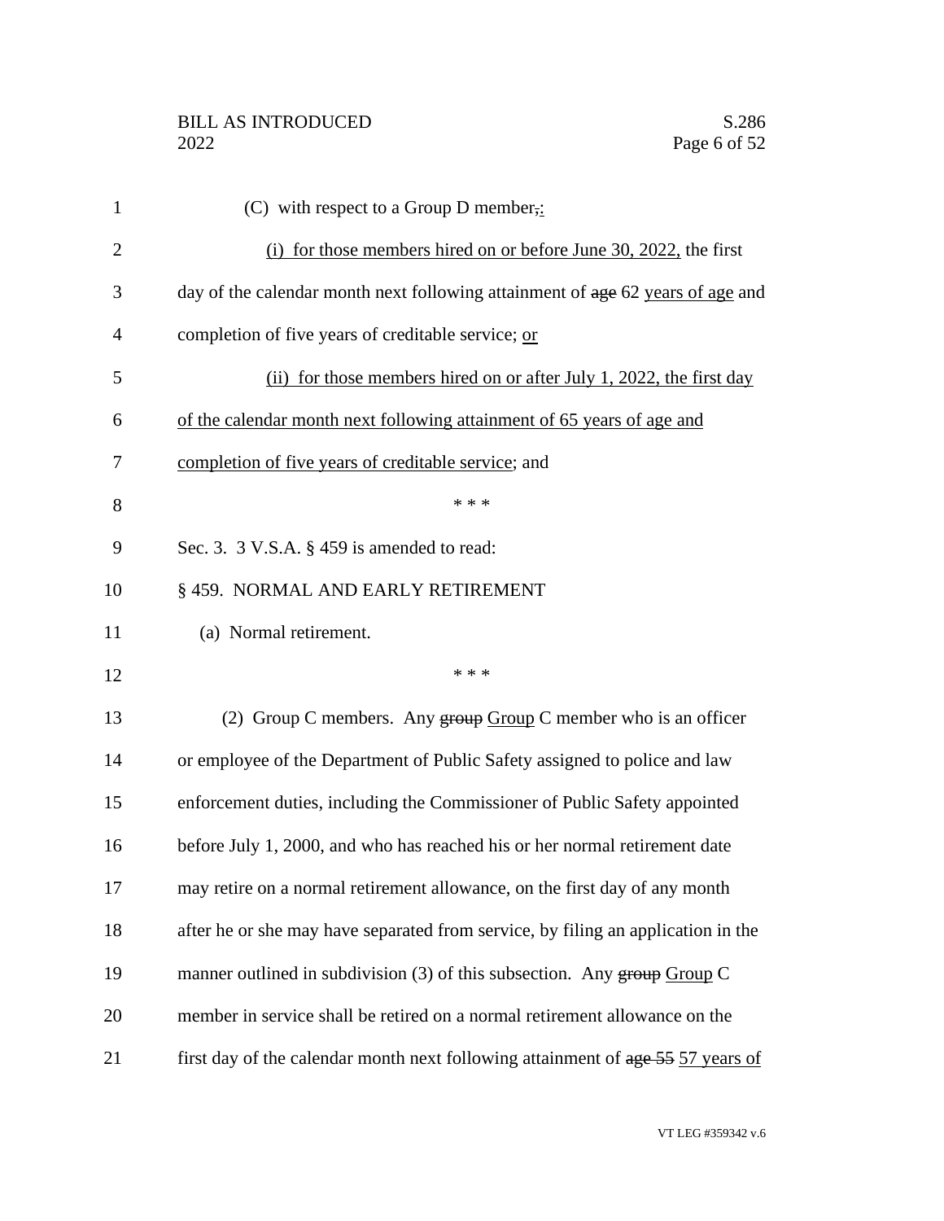(C) with respect to a Group D member,:

(i) for those members hired on or before June 30, 2022, the first day of the calendar month next following attainment of age 62 years of age and completion of five years of creditable service; or

(ii) for those members hired on or after July 1, 2022, the first day of the calendar month next following attainment of 65 years of age and completion of five years of creditable service; and

\* \* \*

Sec. 3. 3 V.S.A. § 459 is amended to read:

§ 459. NORMAL AND EARLY RETIREMENT

(a) Normal retirement.

\* \* \*

(2) Group C members. Any group Group C member who is an officer or employee of the Department of Public Safety assigned to police and law enforcement duties, including the Commissioner of Public Safety appointed before July 1, 2000, and who has reached his or her normal retirement date may retire on a normal retirement allowance, on the first day of any month after he or she may have separated from service, by filing an application in the manner outlined in subdivision (3) of this subsection. Any group Group C member in service shall be retired on a normal retirement allowance on the first day of the calendar month next following attainment of age 55 57 years of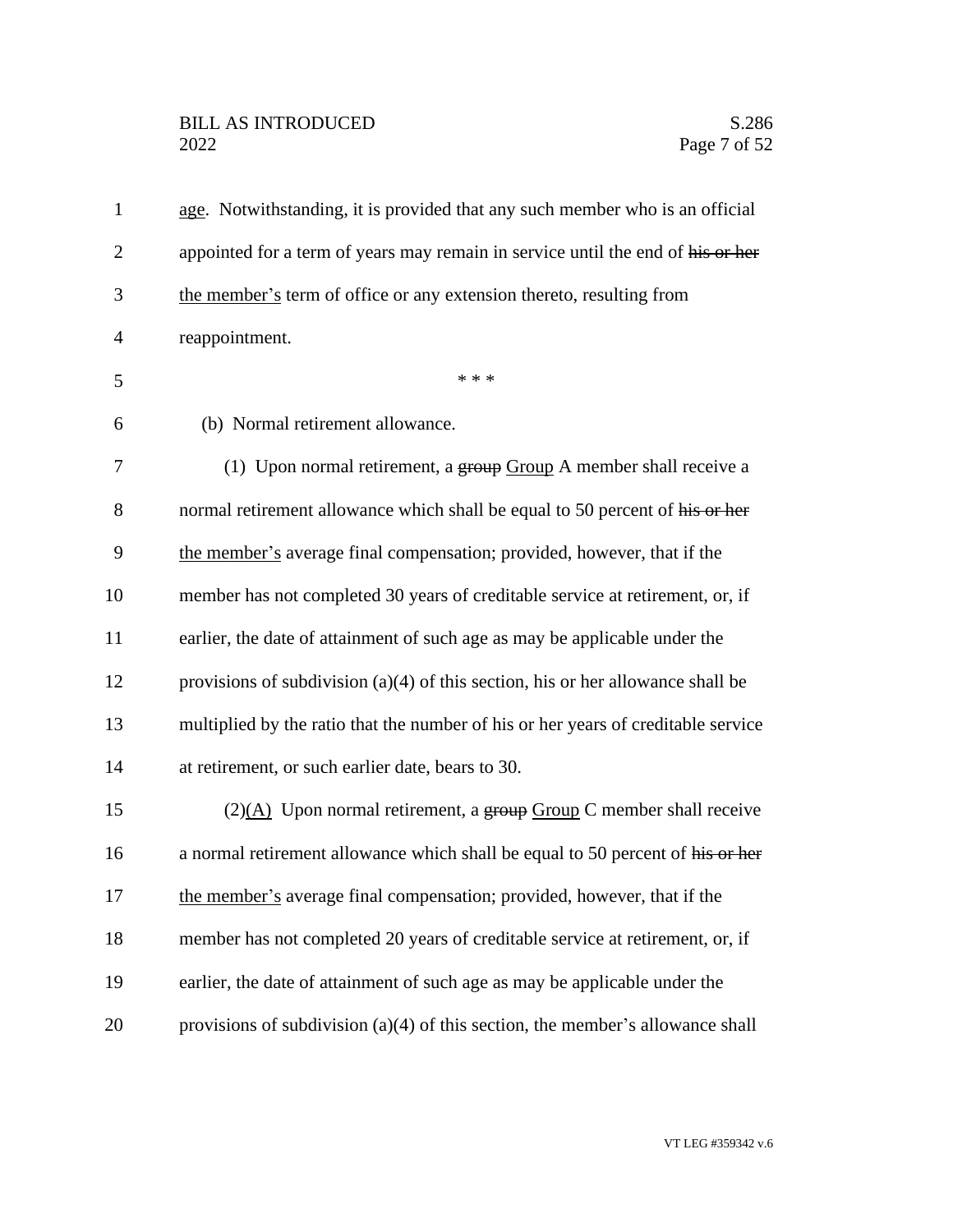age. Notwithstanding, it is provided that any such member who is an official appointed for a term of years may remain in service until the end of ~~his or her~~ the member's term of office or any extension thereto, resulting from reappointment.

\* \* \*

(b) Normal retirement allowance.

(1) Upon normal retirement, a ~~group~~ Group A member shall receive a normal retirement allowance which shall be equal to 50 percent of ~~his or her~~ the member's average final compensation; provided, however, that if the member has not completed 30 years of creditable service at retirement, or, if earlier, the date of attainment of such age as may be applicable under the provisions of subdivision (a)(4) of this section, his or her allowance shall be multiplied by the ratio that the number of his or her years of creditable service at retirement, or such earlier date, bears to 30.

(2)(A) Upon normal retirement, a ~~group~~ Group C member shall receive a normal retirement allowance which shall be equal to 50 percent of ~~his or her~~ the member's average final compensation; provided, however, that if the member has not completed 20 years of creditable service at retirement, or, if earlier, the date of attainment of such age as may be applicable under the provisions of subdivision (a)(4) of this section, the member's allowance shall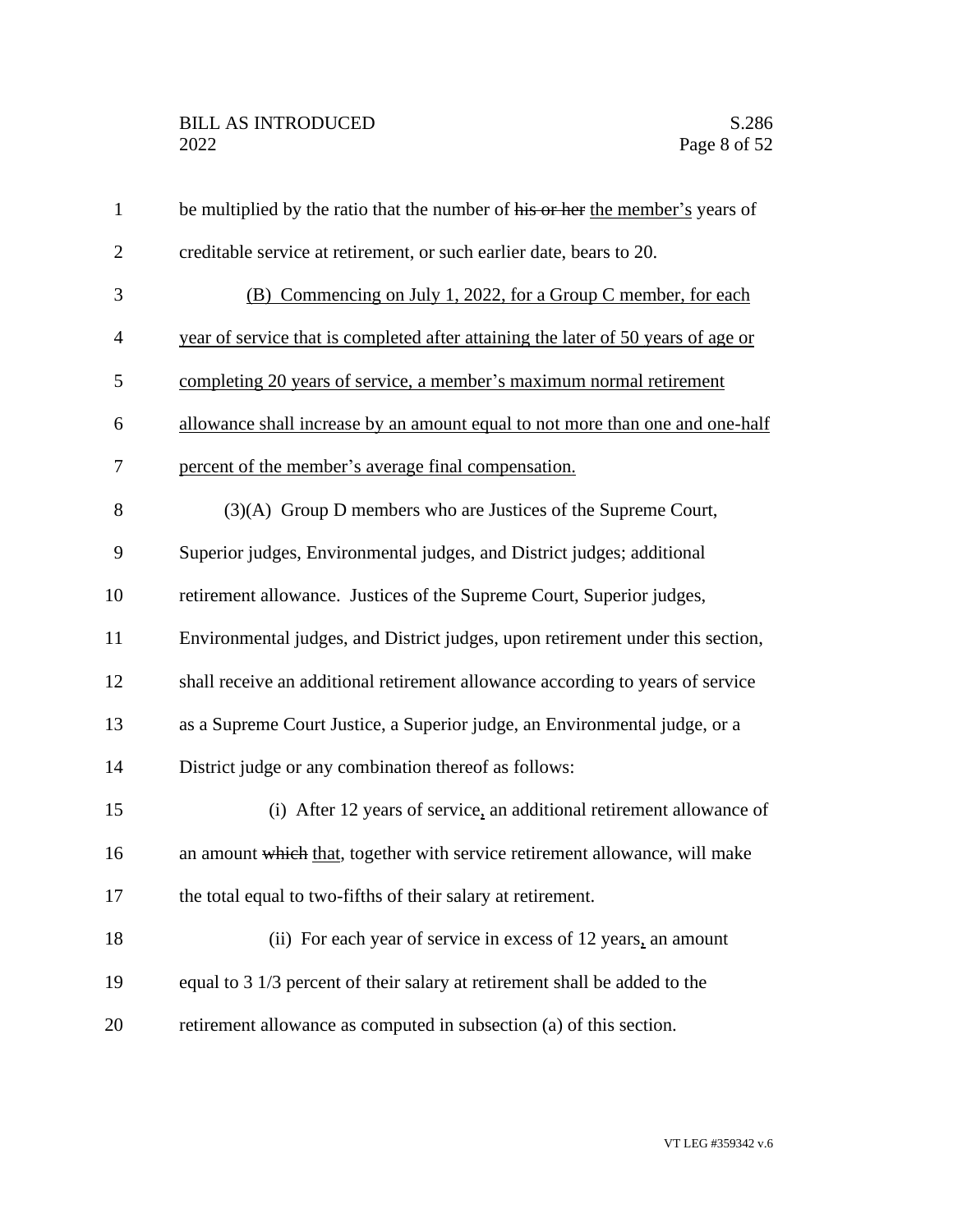be multiplied by the ratio that the number of ~~his or her~~ the member's years of creditable service at retirement, or such earlier date, bears to 20.

(B) Commencing on July 1, 2022, for a Group C member, for each year of service that is completed after attaining the later of 50 years of age or completing 20 years of service, a member's maximum normal retirement allowance shall increase by an amount equal to not more than one and one-half percent of the member's average final compensation.

(3)(A) Group D members who are Justices of the Supreme Court, Superior judges, Environmental judges, and District judges; additional retirement allowance. Justices of the Supreme Court, Superior judges, Environmental judges, and District judges, upon retirement under this section, shall receive an additional retirement allowance according to years of service as a Supreme Court Justice, a Superior judge, an Environmental judge, or a District judge or any combination thereof as follows:

(i) After 12 years of service, an additional retirement allowance of an amount ~~which~~ that, together with service retirement allowance, will make the total equal to two-fifths of their salary at retirement.

(ii) For each year of service in excess of 12 years, an amount equal to 3 1/3 percent of their salary at retirement shall be added to the retirement allowance as computed in subsection (a) of this section.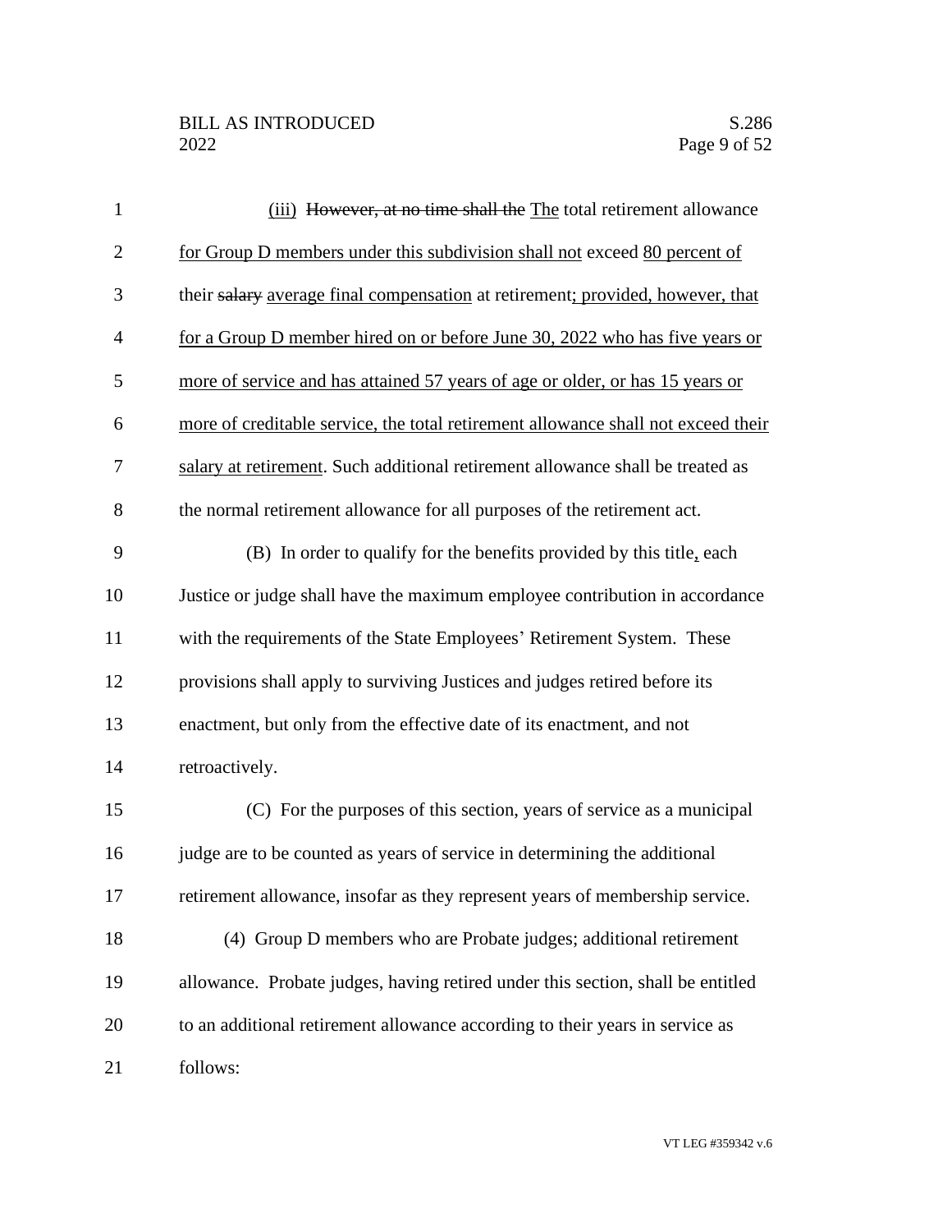(iii) ~~However, at no time shall the~~ The total retirement allowance for Group D members under this subdivision shall not exceed 80 percent of their ~~salary~~ average final compensation at retirement; provided, however, that for a Group D member hired on or before June 30, 2022 who has five years or more of service and has attained 57 years of age or older, or has 15 years or more of creditable service, the total retirement allowance shall not exceed their salary at retirement. Such additional retirement allowance shall be treated as the normal retirement allowance for all purposes of the retirement act.

(B) In order to qualify for the benefits provided by this title, each Justice or judge shall have the maximum employee contribution in accordance with the requirements of the State Employees' Retirement System. These provisions shall apply to surviving Justices and judges retired before its enactment, but only from the effective date of its enactment, and not retroactively.

(C) For the purposes of this section, years of service as a municipal judge are to be counted as years of service in determining the additional retirement allowance, insofar as they represent years of membership service.

(4) Group D members who are Probate judges; additional retirement allowance. Probate judges, having retired under this section, shall be entitled to an additional retirement allowance according to their years in service as follows: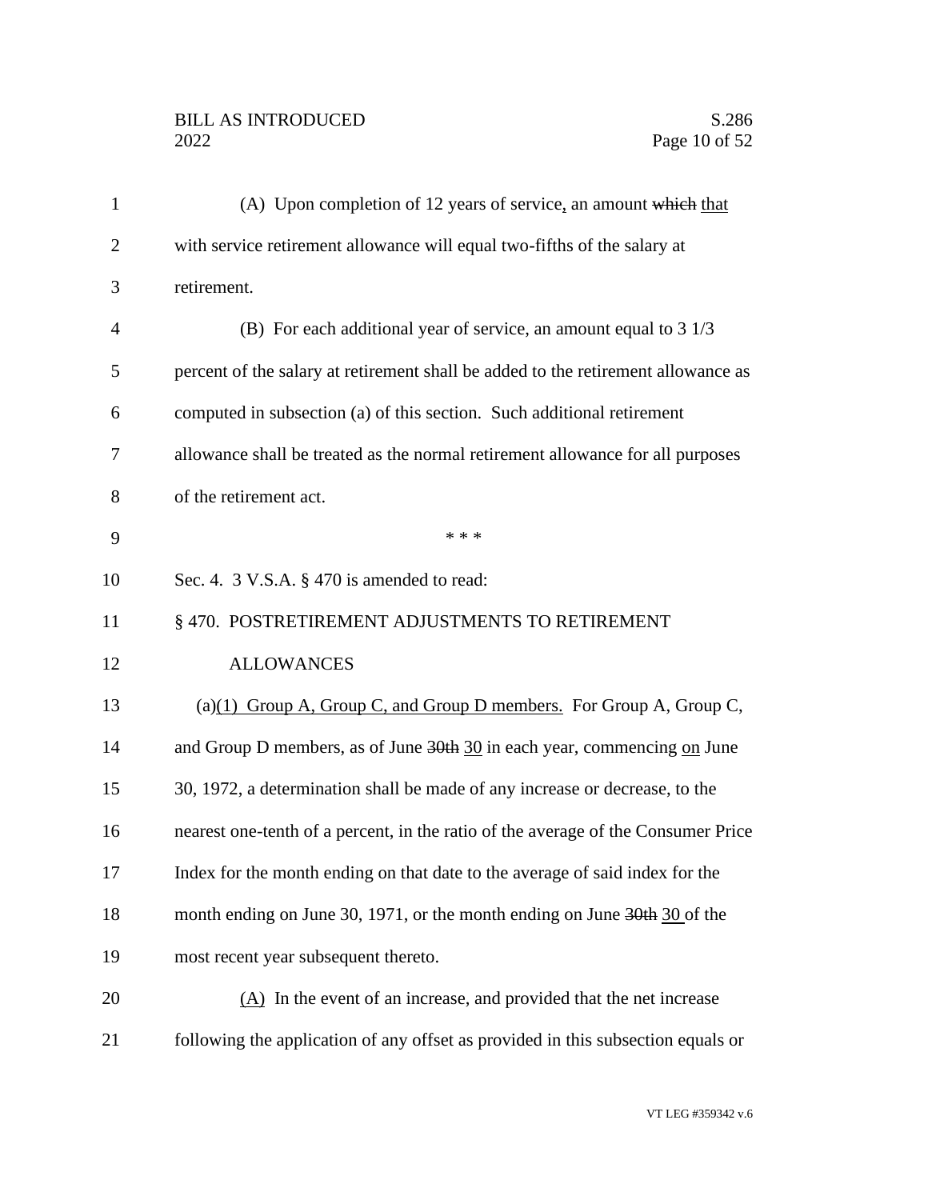(A) Upon completion of 12 years of service, an amount ~~which~~ that with service retirement allowance will equal two-fifths of the salary at retirement.

(B) For each additional year of service, an amount equal to 3 1/3 percent of the salary at retirement shall be added to the retirement allowance as computed in subsection (a) of this section. Such additional retirement allowance shall be treated as the normal retirement allowance for all purposes of the retirement act.

\* \* \*

Sec. 4. 3 V.S.A. § 470 is amended to read:

§ 470. POSTRETIREMENT ADJUSTMENTS TO RETIREMENT ALLOWANCES

(a)(1) Group A, Group C, and Group D members. For Group A, Group C, and Group D members, as of June ~~30th~~ 30 in each year, commencing on June 30, 1972, a determination shall be made of any increase or decrease, to the nearest one-tenth of a percent, in the ratio of the average of the Consumer Price Index for the month ending on that date to the average of said index for the month ending on June 30, 1971, or the month ending on June ~~30th~~ 30 of the most recent year subsequent thereto.

(A) In the event of an increase, and provided that the net increase following the application of any offset as provided in this subsection equals or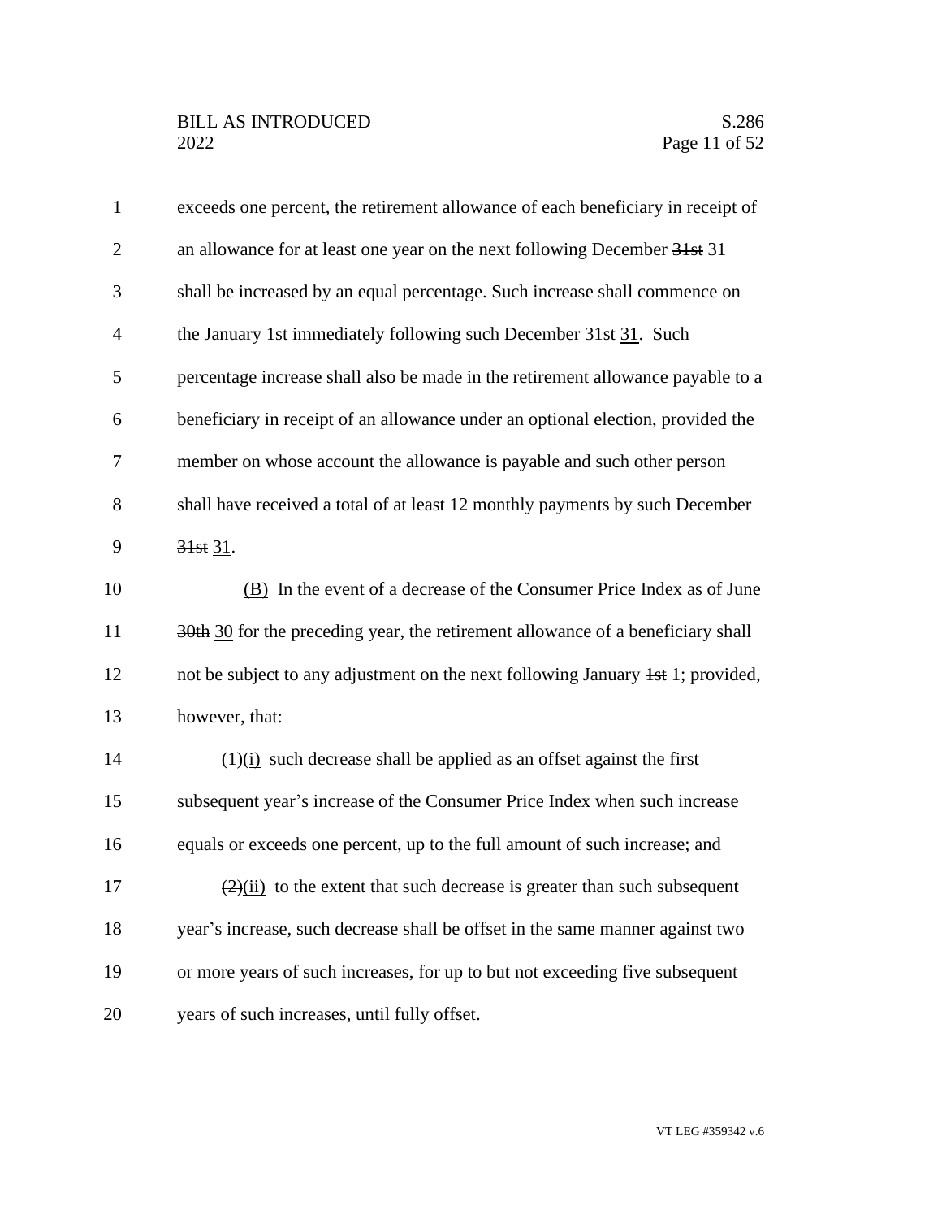exceeds one percent, the retirement allowance of each beneficiary in receipt of an allowance for at least one year on the next following December ~~31st~~ 31 shall be increased by an equal percentage. Such increase shall commence on the January 1st immediately following such December ~~31st~~ 31. Such percentage increase shall also be made in the retirement allowance payable to a beneficiary in receipt of an allowance under an optional election, provided the member on whose account the allowance is payable and such other person shall have received a total of at least 12 monthly payments by such December ~~31st~~ 31.

(B) In the event of a decrease of the Consumer Price Index as of June ~~30th~~ 30 for the preceding year, the retirement allowance of a beneficiary shall not be subject to any adjustment on the next following January ~~1st~~ 1; provided, however, that:

~~(1)~~(i) such decrease shall be applied as an offset against the first subsequent year's increase of the Consumer Price Index when such increase equals or exceeds one percent, up to the full amount of such increase; and

~~(2)~~(ii) to the extent that such decrease is greater than such subsequent year's increase, such decrease shall be offset in the same manner against two or more years of such increases, for up to but not exceeding five subsequent years of such increases, until fully offset.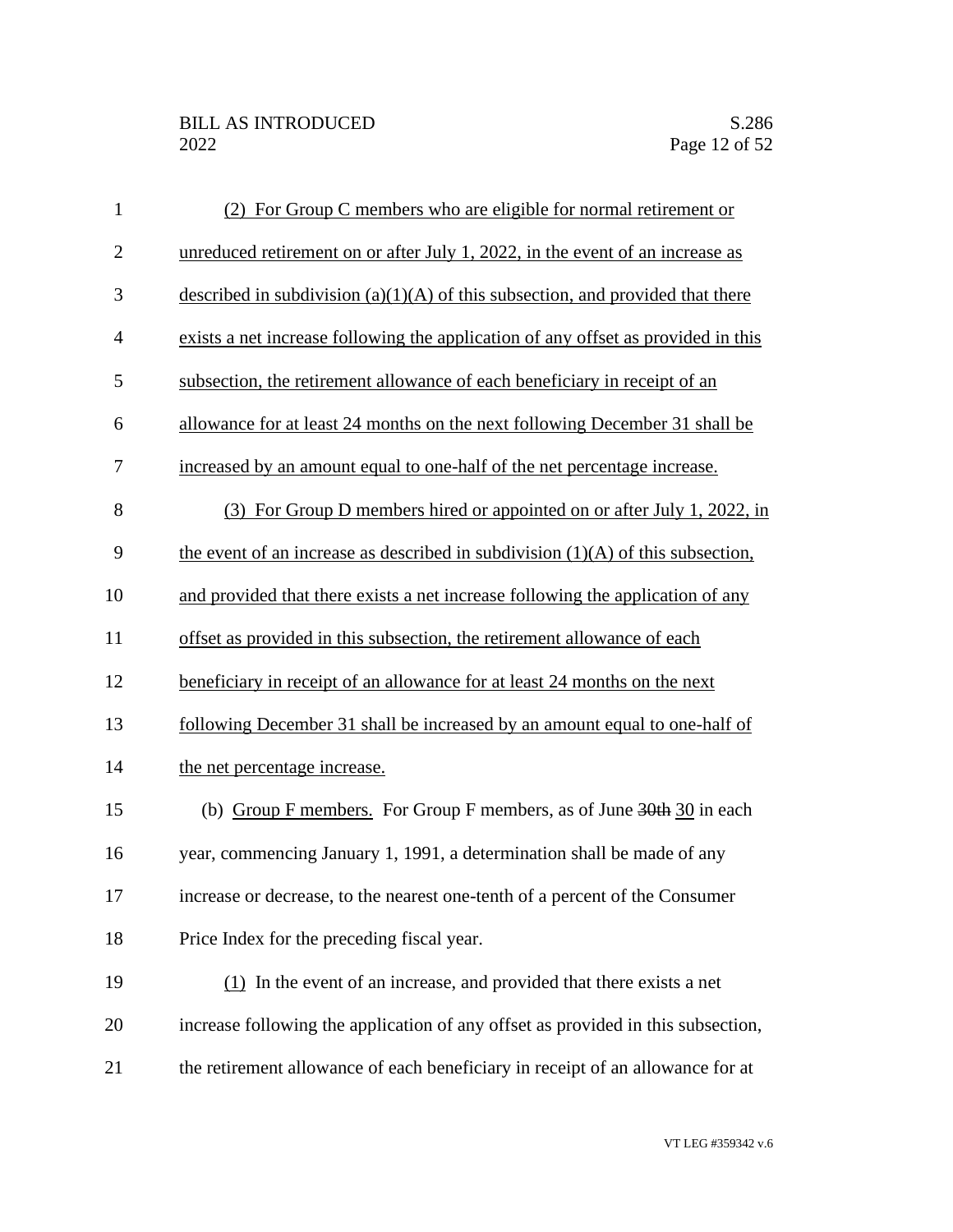(2) For Group C members who are eligible for normal retirement or unreduced retirement on or after July 1, 2022, in the event of an increase as described in subdivision (a)(1)(A) of this subsection, and provided that there exists a net increase following the application of any offset as provided in this subsection, the retirement allowance of each beneficiary in receipt of an allowance for at least 24 months on the next following December 31 shall be increased by an amount equal to one-half of the net percentage increase.

(3) For Group D members hired or appointed on or after July 1, 2022, in the event of an increase as described in subdivision (1)(A) of this subsection, and provided that there exists a net increase following the application of any offset as provided in this subsection, the retirement allowance of each beneficiary in receipt of an allowance for at least 24 months on the next following December 31 shall be increased by an amount equal to one-half of the net percentage increase.

(b) Group F members. For Group F members, as of June ~~30th~~ 30 in each year, commencing January 1, 1991, a determination shall be made of any increase or decrease, to the nearest one-tenth of a percent of the Consumer Price Index for the preceding fiscal year.

(1) In the event of an increase, and provided that there exists a net increase following the application of any offset as provided in this subsection, the retirement allowance of each beneficiary in receipt of an allowance for at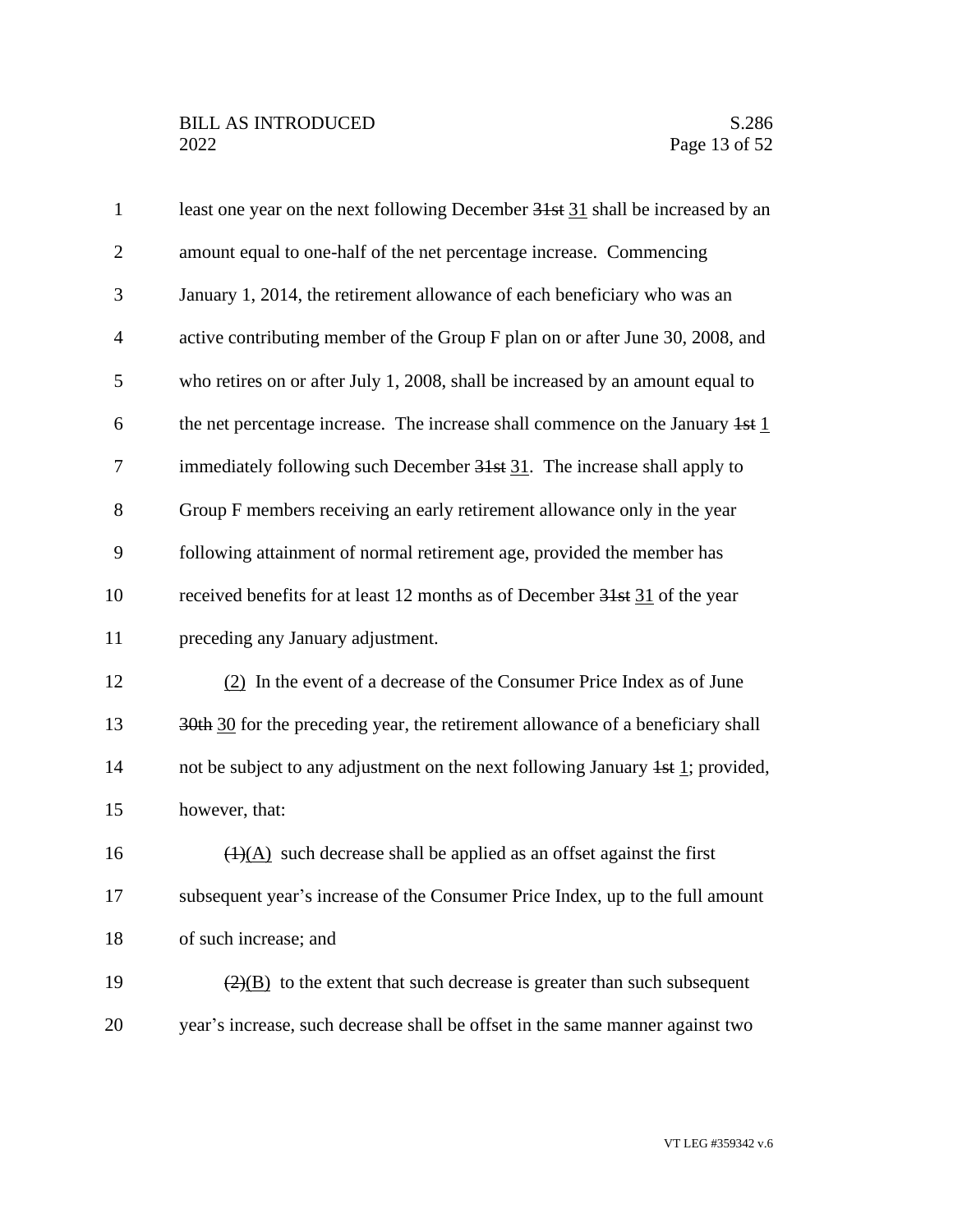least one year on the next following December ~~31st~~ <u>31</u> shall be increased by an amount equal to one-half of the net percentage increase. Commencing January 1, 2014, the retirement allowance of each beneficiary who was an active contributing member of the Group F plan on or after June 30, 2008, and who retires on or after July 1, 2008, shall be increased by an amount equal to the net percentage increase. The increase shall commence on the January ~~1st~~ <u>1</u> immediately following such December ~~31st~~ <u>31</u>. The increase shall apply to Group F members receiving an early retirement allowance only in the year following attainment of normal retirement age, provided the member has received benefits for at least 12 months as of December ~~31st~~ <u>31</u> of the year preceding any January adjustment.

<u>(2)</u> In the event of a decrease of the Consumer Price Index as of June ~~30th~~ <u>30</u> for the preceding year, the retirement allowance of a beneficiary shall not be subject to any adjustment on the next following January ~~1st~~ <u>1</u>; provided, however, that:

~~(1)~~<u>(A)</u> such decrease shall be applied as an offset against the first subsequent year's increase of the Consumer Price Index, up to the full amount of such increase; and

~~(2)~~<u>(B)</u> to the extent that such decrease is greater than such subsequent year's increase, such decrease shall be offset in the same manner against two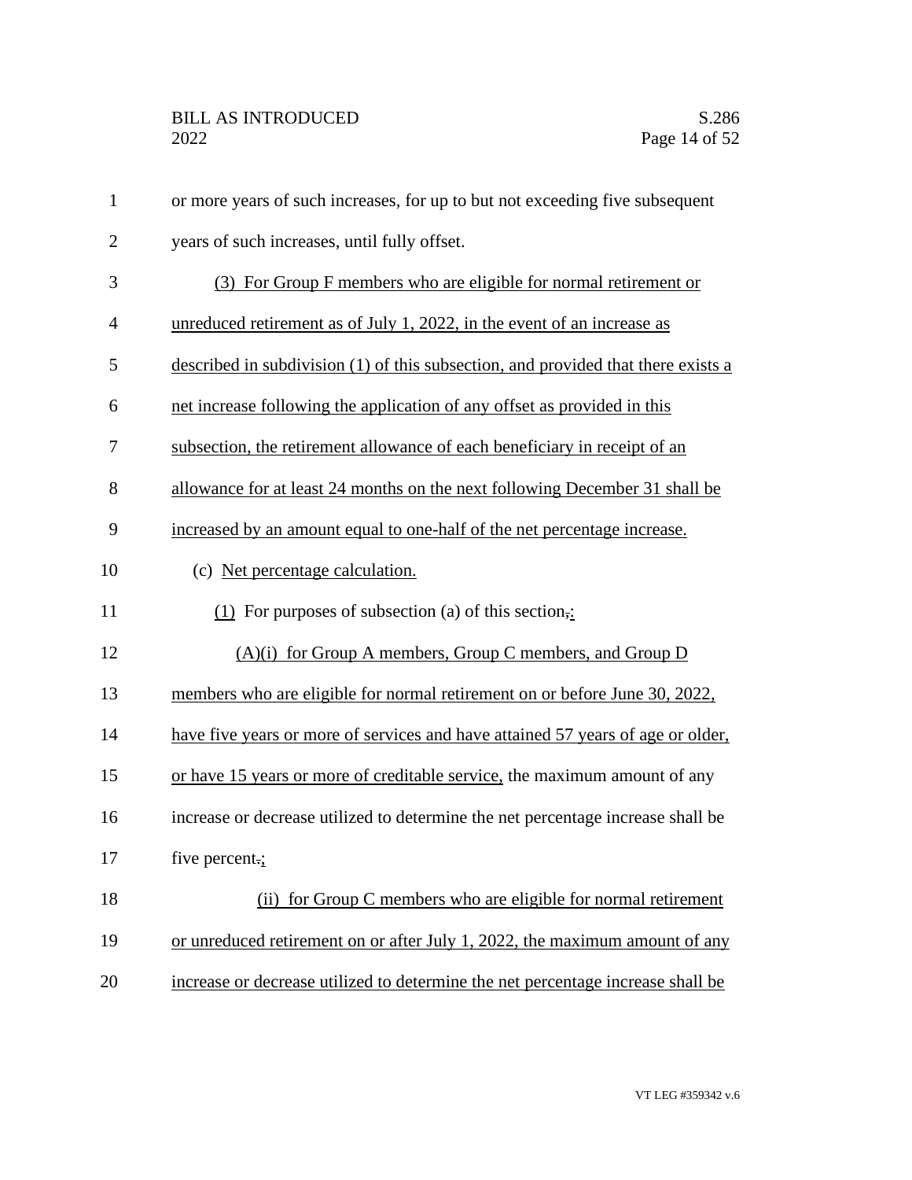or more years of such increases, for up to but not exceeding five subsequent years of such increases, until fully offset.

(3) For Group F members who are eligible for normal retirement or unreduced retirement as of July 1, 2022, in the event of an increase as described in subdivision (1) of this subsection, and provided that there exists a net increase following the application of any offset as provided in this subsection, the retirement allowance of each beneficiary in receipt of an allowance for at least 24 months on the next following December 31 shall be increased by an amount equal to one-half of the net percentage increase.

(c) Net percentage calculation.

(1) For purposes of subsection (a) of this section,:

(A)(i) for Group A members, Group C members, and Group D members who are eligible for normal retirement on or before June 30, 2022, have five years or more of services and have attained 57 years of age or older, or have 15 years or more of creditable service, the maximum amount of any increase or decrease utilized to determine the net percentage increase shall be five percent.;

(ii) for Group C members who are eligible for normal retirement or unreduced retirement on or after July 1, 2022, the maximum amount of any increase or decrease utilized to determine the net percentage increase shall be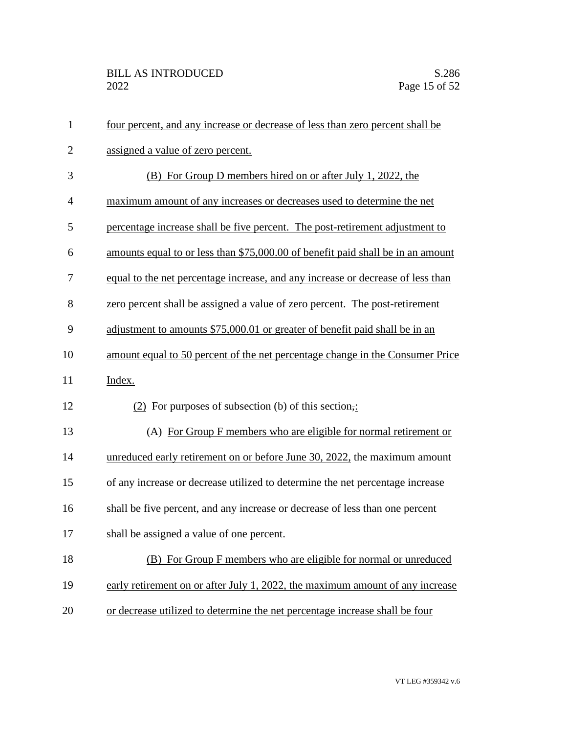four percent, and any increase or decrease of less than zero percent shall be assigned a value of zero percent.

(B) For Group D members hired on or after July 1, 2022, the maximum amount of any increases or decreases used to determine the net percentage increase shall be five percent. The post-retirement adjustment to amounts equal to or less than $75,000.00 of benefit paid shall be in an amount equal to the net percentage increase, and any increase or decrease of less than zero percent shall be assigned a value of zero percent. The post-retirement adjustment to amounts $75,000.01 or greater of benefit paid shall be in an amount equal to 50 percent of the net percentage change in the Consumer Price Index.

(2) For purposes of subsection (b) of this section, :

(A) For Group F members who are eligible for normal retirement or unreduced early retirement on or before June 30, 2022, the maximum amount of any increase or decrease utilized to determine the net percentage increase shall be five percent, and any increase or decrease of less than one percent shall be assigned a value of one percent.

(B) For Group F members who are eligible for normal or unreduced early retirement on or after July 1, 2022, the maximum amount of any increase or decrease utilized to determine the net percentage increase shall be four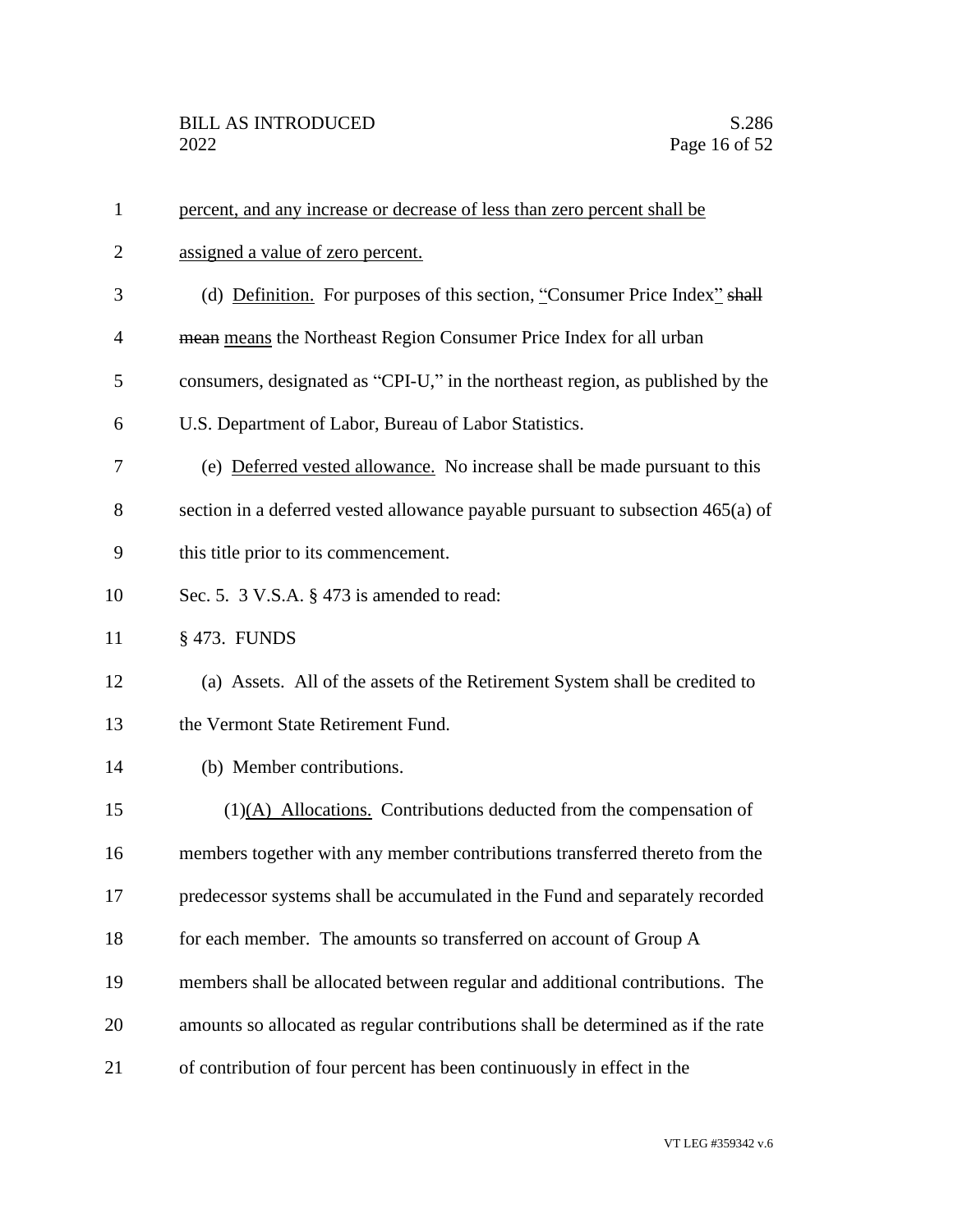percent, and any increase or decrease of less than zero percent shall be assigned a value of zero percent.

(d) Definition. For purposes of this section, "Consumer Price Index" ~~shall mean~~ means the Northeast Region Consumer Price Index for all urban consumers, designated as "CPI-U," in the northeast region, as published by the U.S. Department of Labor, Bureau of Labor Statistics.

(e) Deferred vested allowance. No increase shall be made pursuant to this section in a deferred vested allowance payable pursuant to subsection 465(a) of this title prior to its commencement.

Sec. 5. 3 V.S.A. § 473 is amended to read:

§ 473. FUNDS

(a) Assets. All of the assets of the Retirement System shall be credited to the Vermont State Retirement Fund.

(b) Member contributions.

(1)(A) Allocations. Contributions deducted from the compensation of members together with any member contributions transferred thereto from the predecessor systems shall be accumulated in the Fund and separately recorded for each member. The amounts so transferred on account of Group A members shall be allocated between regular and additional contributions. The amounts so allocated as regular contributions shall be determined as if the rate of contribution of four percent has been continuously in effect in the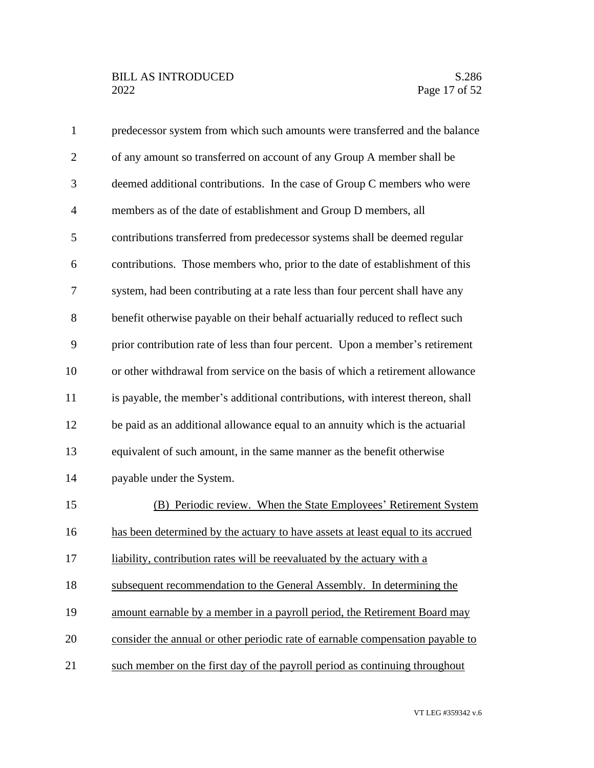predecessor system from which such amounts were transferred and the balance of any amount so transferred on account of any Group A member shall be deemed additional contributions. In the case of Group C members who were members as of the date of establishment and Group D members, all contributions transferred from predecessor systems shall be deemed regular contributions. Those members who, prior to the date of establishment of this system, had been contributing at a rate less than four percent shall have any benefit otherwise payable on their behalf actuarially reduced to reflect such prior contribution rate of less than four percent. Upon a member's retirement or other withdrawal from service on the basis of which a retirement allowance is payable, the member's additional contributions, with interest thereon, shall be paid as an additional allowance equal to an annuity which is the actuarial equivalent of such amount, in the same manner as the benefit otherwise payable under the System.

<u>(B) Periodic review. When the State Employees' Retirement System has been determined by the actuary to have assets at least equal to its accrued liability, contribution rates will be reevaluated by the actuary with a subsequent recommendation to the General Assembly. In determining the amount earnable by a member in a payroll period, the Retirement Board may consider the annual or other periodic rate of earnable compensation payable to such member on the first day of the payroll period as continuing throughout</u>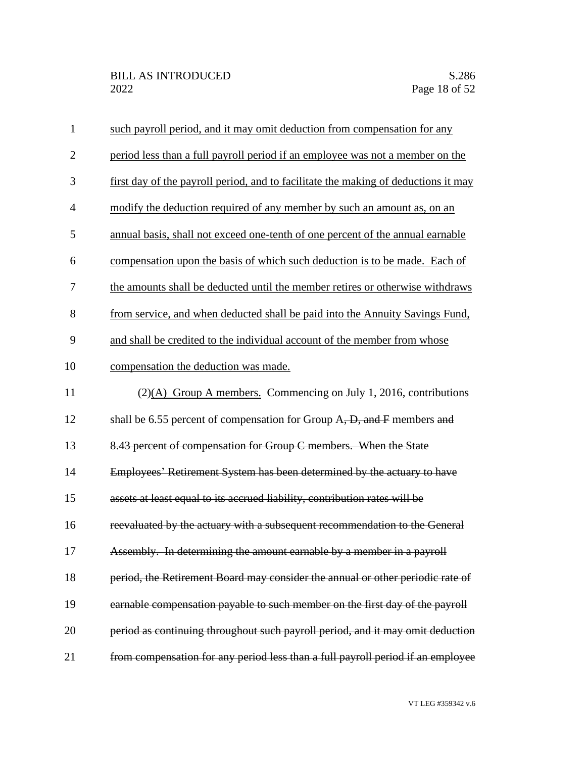<u>such payroll period, and it may omit deduction from compensation for any period less than a full payroll period if an employee was not a member on the first day of the payroll period, and to facilitate the making of deductions it may modify the deduction required of any member by such an amount as, on an annual basis, shall not exceed one-tenth of one percent of the annual earnable compensation upon the basis of which such deduction is to be made. Each of the amounts shall be deducted until the member retires or otherwise withdraws from service, and when deducted shall be paid into the Annuity Savings Fund, and shall be credited to the individual account of the member from whose compensation the deduction was made.</u>

(2)<u>(A) Group A members.</u> Commencing on July 1, 2016, contributions shall be 6.55 percent of compensation for Group A~~, D, and F~~ members ~~and 8.43 percent of compensation for Group C members. When the State Employees' Retirement System has been determined by the actuary to have assets at least equal to its accrued liability, contribution rates will be reevaluated by the actuary with a subsequent recommendation to the General Assembly. In determining the amount earnable by a member in a payroll period, the Retirement Board may consider the annual or other periodic rate of earnable compensation payable to such member on the first day of the payroll period as continuing throughout such payroll period, and it may omit deduction from compensation for any period less than a full payroll period if an employee~~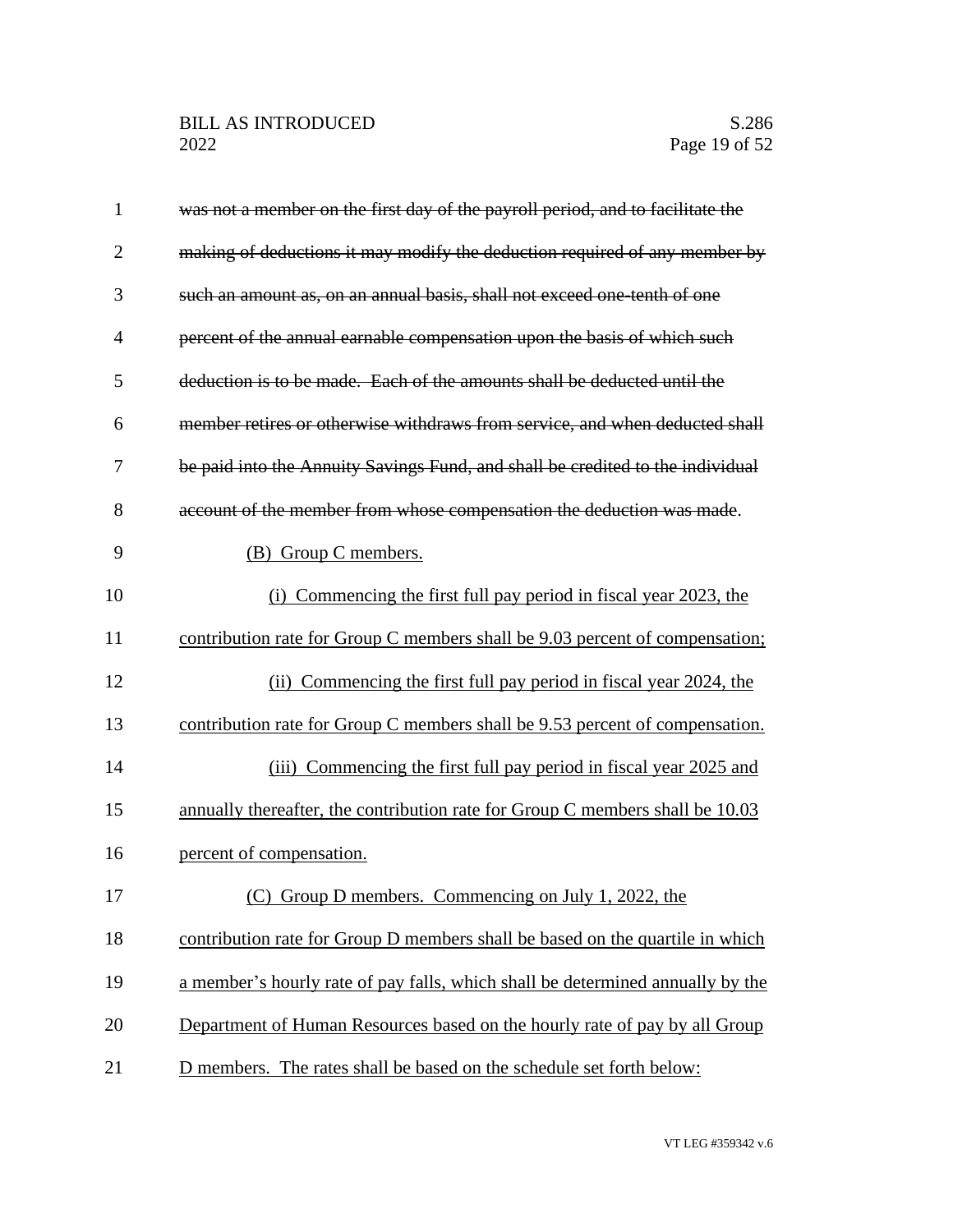~~was not a member on the first day of the payroll period, and to facilitate the making of deductions it may modify the deduction required of any member by such an amount as, on an annual basis, shall not exceed one-tenth of one percent of the annual earnable compensation upon the basis of which such deduction is to be made. Each of the amounts shall be deducted until the member retires or otherwise withdraws from service, and when deducted shall be paid into the Annuity Savings Fund, and shall be credited to the individual account of the member from whose compensation the deduction was made~~.

<u>(B) Group C members.</u>

<u>(i) Commencing the first full pay period in fiscal year 2023, the contribution rate for Group C members shall be 9.03 percent of compensation;</u>

<u>(ii) Commencing the first full pay period in fiscal year 2024, the contribution rate for Group C members shall be 9.53 percent of compensation.</u>

<u>(iii) Commencing the first full pay period in fiscal year 2025 and annually thereafter, the contribution rate for Group C members shall be 10.03 percent of compensation.</u>

<u>(C) Group D members. Commencing on July 1, 2022, the contribution rate for Group D members shall be based on the quartile in which a member's hourly rate of pay falls, which shall be determined annually by the Department of Human Resources based on the hourly rate of pay by all Group D members. The rates shall be based on the schedule set forth below:</u>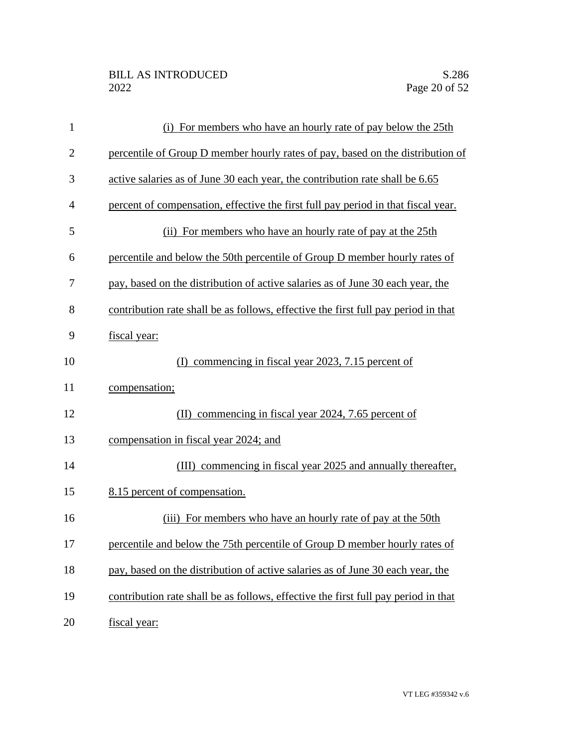(i) For members who have an hourly rate of pay below the 25th percentile of Group D member hourly rates of pay, based on the distribution of active salaries as of June 30 each year, the contribution rate shall be 6.65 percent of compensation, effective the first full pay period in that fiscal year.

(ii) For members who have an hourly rate of pay at the 25th percentile and below the 50th percentile of Group D member hourly rates of pay, based on the distribution of active salaries as of June 30 each year, the contribution rate shall be as follows, effective the first full pay period in that fiscal year:

(I) commencing in fiscal year 2023, 7.15 percent of compensation;

(II) commencing in fiscal year 2024, 7.65 percent of compensation in fiscal year 2024; and

(III) commencing in fiscal year 2025 and annually thereafter, 8.15 percent of compensation.

(iii) For members who have an hourly rate of pay at the 50th percentile and below the 75th percentile of Group D member hourly rates of pay, based on the distribution of active salaries as of June 30 each year, the contribution rate shall be as follows, effective the first full pay period in that fiscal year: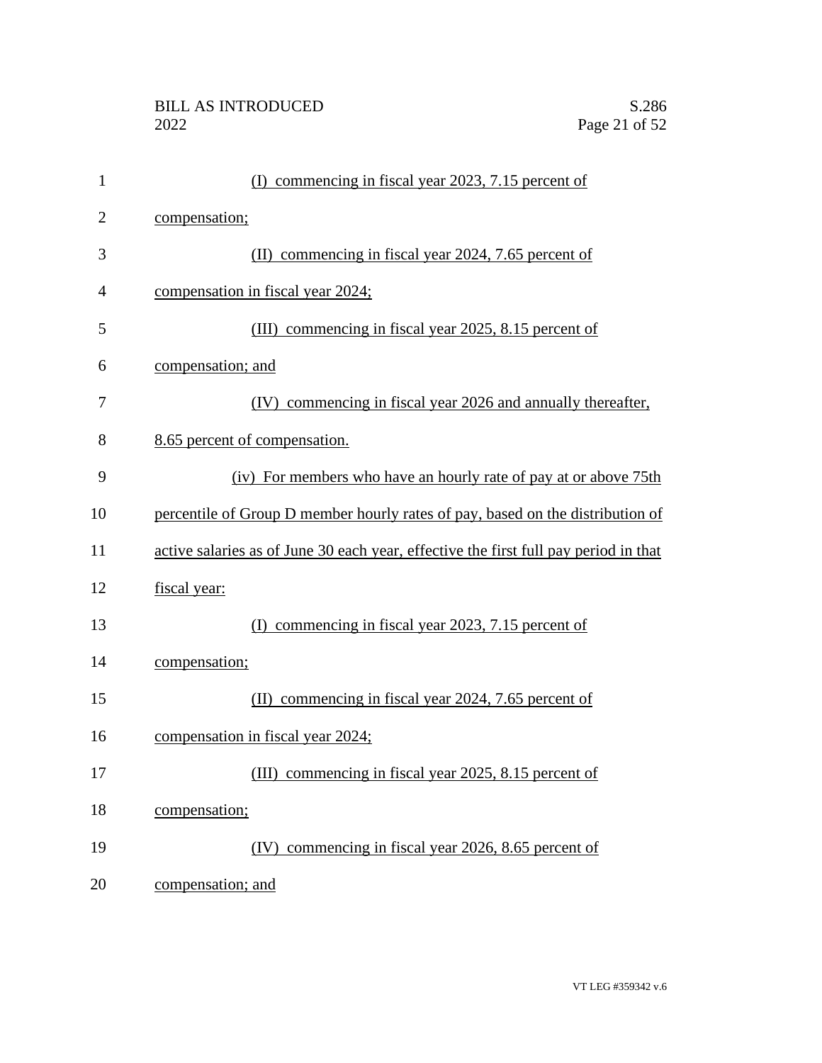(I) commencing in fiscal year 2023, 7.15 percent of compensation;

(II) commencing in fiscal year 2024, 7.65 percent of compensation in fiscal year 2024;

(III) commencing in fiscal year 2025, 8.15 percent of compensation; and

(IV) commencing in fiscal year 2026 and annually thereafter, 8.65 percent of compensation.

(iv) For members who have an hourly rate of pay at or above 75th percentile of Group D member hourly rates of pay, based on the distribution of active salaries as of June 30 each year, effective the first full pay period in that fiscal year:

(I) commencing in fiscal year 2023, 7.15 percent of compensation;

(II) commencing in fiscal year 2024, 7.65 percent of compensation in fiscal year 2024;

(III) commencing in fiscal year 2025, 8.15 percent of compensation;

(IV) commencing in fiscal year 2026, 8.65 percent of compensation; and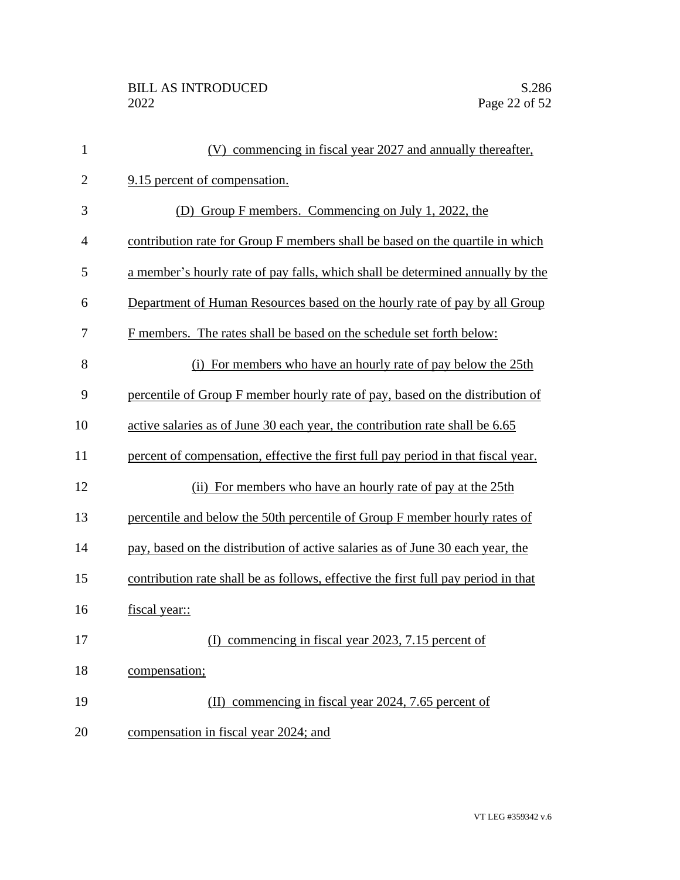(V) commencing in fiscal year 2027 and annually thereafter, 9.15 percent of compensation.

(D) Group F members. Commencing on July 1, 2022, the contribution rate for Group F members shall be based on the quartile in which a member's hourly rate of pay falls, which shall be determined annually by the Department of Human Resources based on the hourly rate of pay by all Group F members. The rates shall be based on the schedule set forth below:

(i) For members who have an hourly rate of pay below the 25th percentile of Group F member hourly rate of pay, based on the distribution of active salaries as of June 30 each year, the contribution rate shall be 6.65 percent of compensation, effective the first full pay period in that fiscal year.

(ii) For members who have an hourly rate of pay at the 25th percentile and below the 50th percentile of Group F member hourly rates of pay, based on the distribution of active salaries as of June 30 each year, the contribution rate shall be as follows, effective the first full pay period in that fiscal year::

(I) commencing in fiscal year 2023, 7.15 percent of compensation;

(II) commencing in fiscal year 2024, 7.65 percent of compensation in fiscal year 2024; and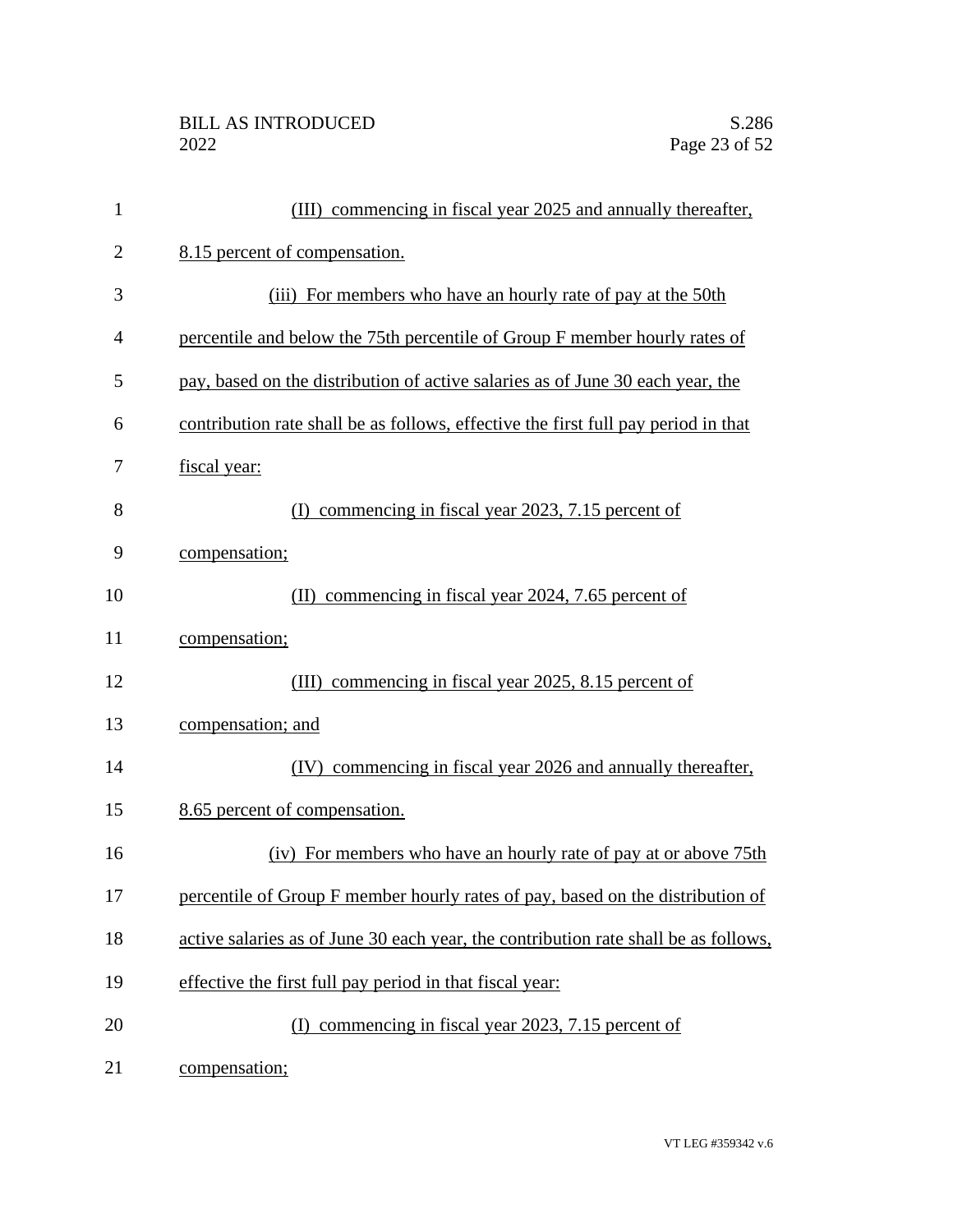(III) commencing in fiscal year 2025 and annually thereafter, 8.15 percent of compensation.

(iii) For members who have an hourly rate of pay at the 50th percentile and below the 75th percentile of Group F member hourly rates of pay, based on the distribution of active salaries as of June 30 each year, the contribution rate shall be as follows, effective the first full pay period in that fiscal year:

(I) commencing in fiscal year 2023, 7.15 percent of compensation;

(II) commencing in fiscal year 2024, 7.65 percent of compensation;

(III) commencing in fiscal year 2025, 8.15 percent of compensation; and

(IV) commencing in fiscal year 2026 and annually thereafter, 8.65 percent of compensation.

(iv) For members who have an hourly rate of pay at or above 75th percentile of Group F member hourly rates of pay, based on the distribution of active salaries as of June 30 each year, the contribution rate shall be as follows, effective the first full pay period in that fiscal year:

(I) commencing in fiscal year 2023, 7.15 percent of compensation;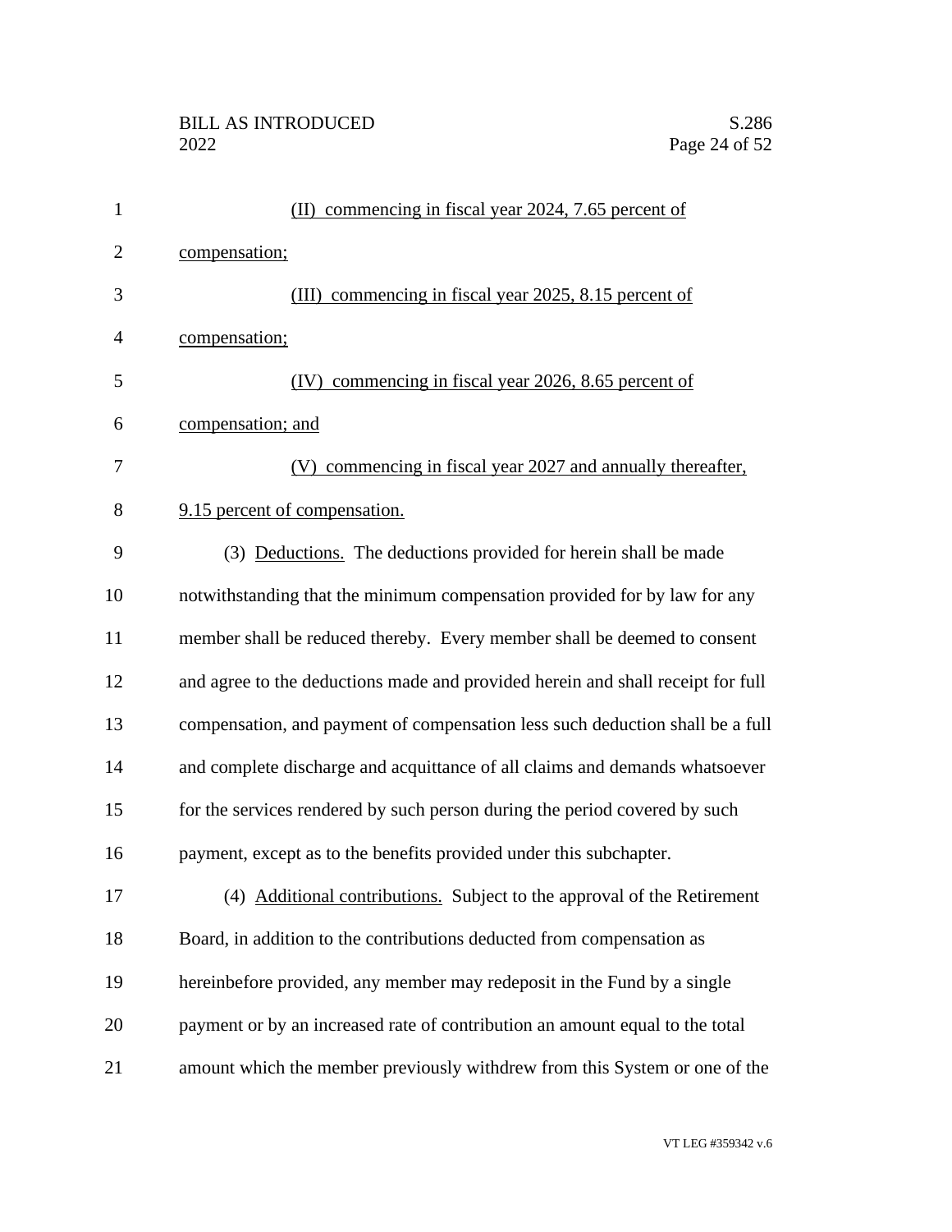(II) commencing in fiscal year 2024, 7.65 percent of compensation;

(III) commencing in fiscal year 2025, 8.15 percent of compensation;

(IV) commencing in fiscal year 2026, 8.65 percent of compensation; and

(V) commencing in fiscal year 2027 and annually thereafter, 9.15 percent of compensation.

(3) Deductions. The deductions provided for herein shall be made notwithstanding that the minimum compensation provided for by law for any member shall be reduced thereby. Every member shall be deemed to consent and agree to the deductions made and provided herein and shall receipt for full compensation, and payment of compensation less such deduction shall be a full and complete discharge and acquittance of all claims and demands whatsoever for the services rendered by such person during the period covered by such payment, except as to the benefits provided under this subchapter.

(4) Additional contributions. Subject to the approval of the Retirement Board, in addition to the contributions deducted from compensation as hereinbefore provided, any member may redeposit in the Fund by a single payment or by an increased rate of contribution an amount equal to the total amount which the member previously withdrew from this System or one of the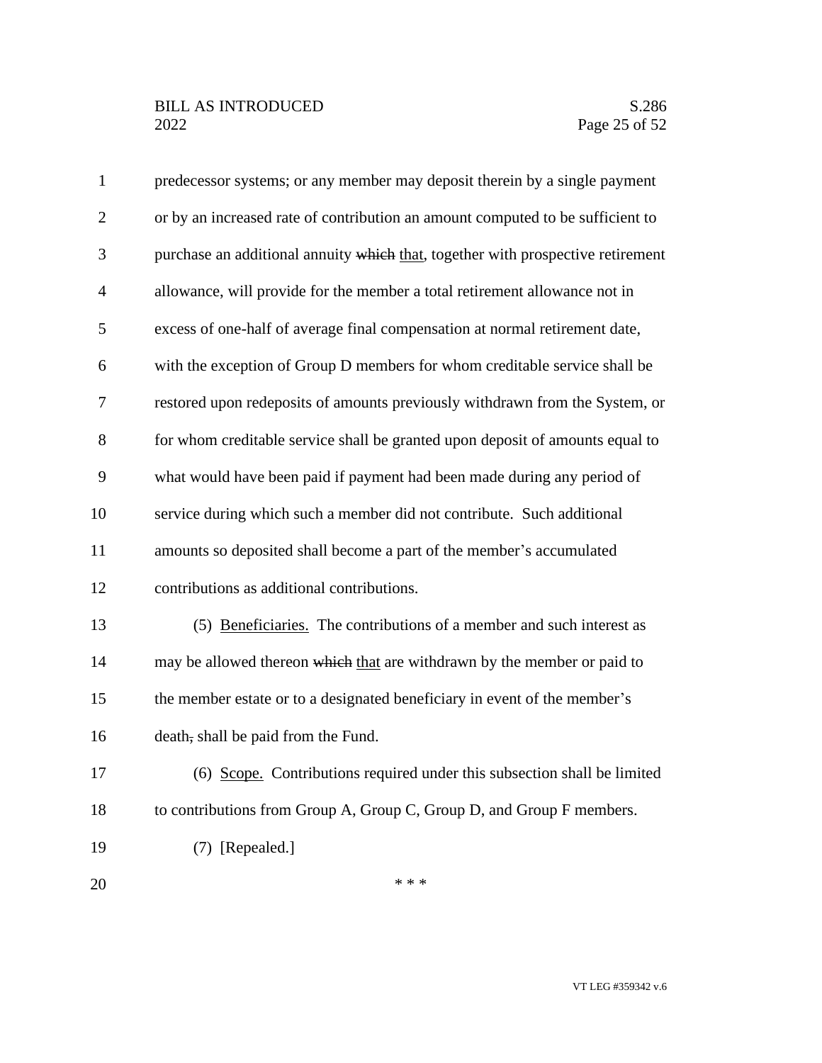predecessor systems; or any member may deposit therein by a single payment or by an increased rate of contribution an amount computed to be sufficient to purchase an additional annuity ~~which~~ that, together with prospective retirement allowance, will provide for the member a total retirement allowance not in excess of one-half of average final compensation at normal retirement date, with the exception of Group D members for whom creditable service shall be restored upon redeposits of amounts previously withdrawn from the System, or for whom creditable service shall be granted upon deposit of amounts equal to what would have been paid if payment had been made during any period of service during which such a member did not contribute. Such additional amounts so deposited shall become a part of the member's accumulated contributions as additional contributions.

(5) Beneficiaries. The contributions of a member and such interest as may be allowed thereon ~~which~~ that are withdrawn by the member or paid to the member estate or to a designated beneficiary in event of the member's death~~,~~ shall be paid from the Fund.

(6) Scope. Contributions required under this subsection shall be limited to contributions from Group A, Group C, Group D, and Group F members.

(7) [Repealed.]

\* \* \*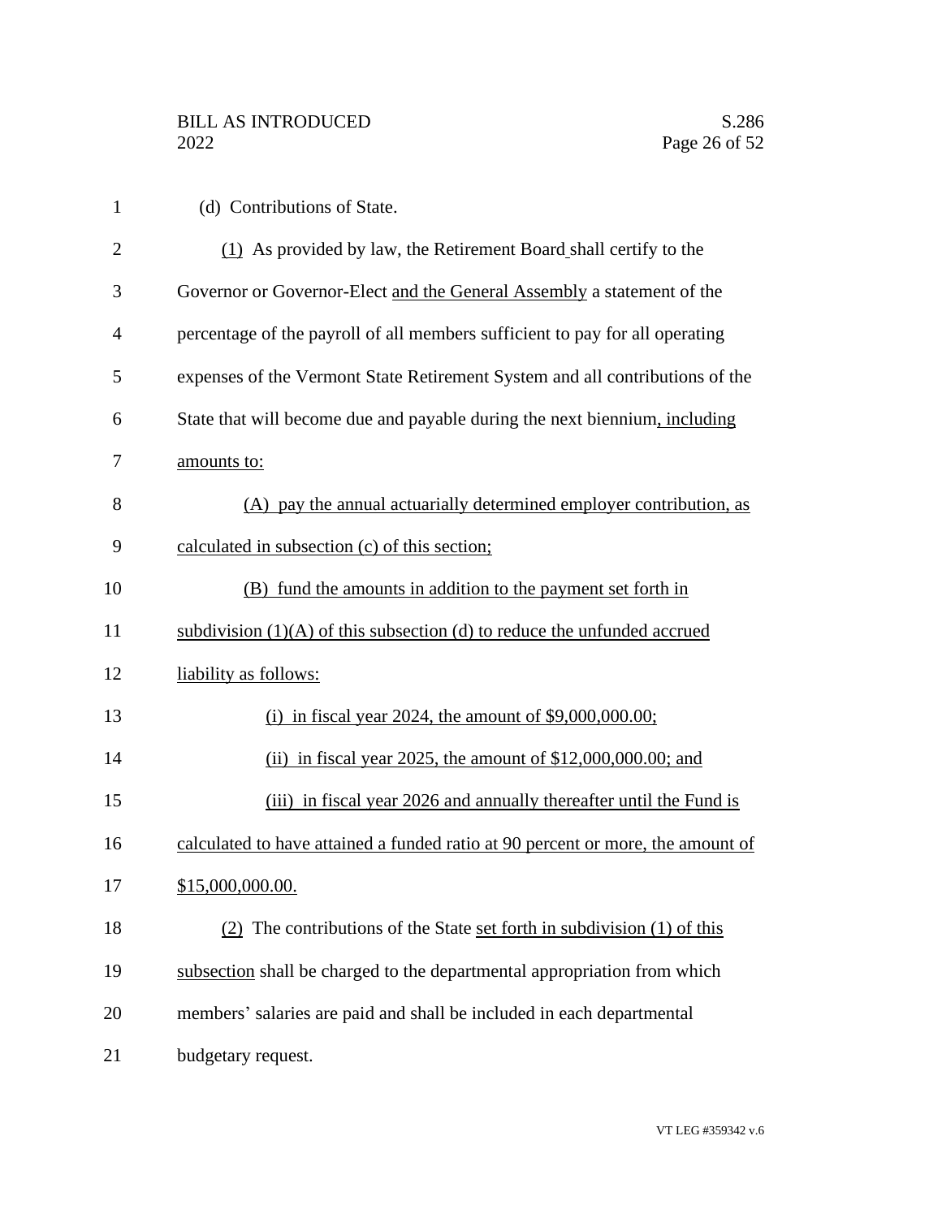(d) Contributions of State.

(1) As provided by law, the Retirement Board shall certify to the Governor or Governor-Elect and the General Assembly a statement of the percentage of the payroll of all members sufficient to pay for all operating expenses of the Vermont State Retirement System and all contributions of the State that will become due and payable during the next biennium, including amounts to:

(A) pay the annual actuarially determined employer contribution, as calculated in subsection (c) of this section;

(B) fund the amounts in addition to the payment set forth in subdivision (1)(A) of this subsection (d) to reduce the unfunded accrued liability as follows:

(i) in fiscal year 2024, the amount of $9,000,000.00;

(ii) in fiscal year 2025, the amount of $12,000,000.00; and

(iii) in fiscal year 2026 and annually thereafter until the Fund is calculated to have attained a funded ratio at 90 percent or more, the amount of $15,000,000.00.

(2) The contributions of the State set forth in subdivision (1) of this subsection shall be charged to the departmental appropriation from which members' salaries are paid and shall be included in each departmental budgetary request.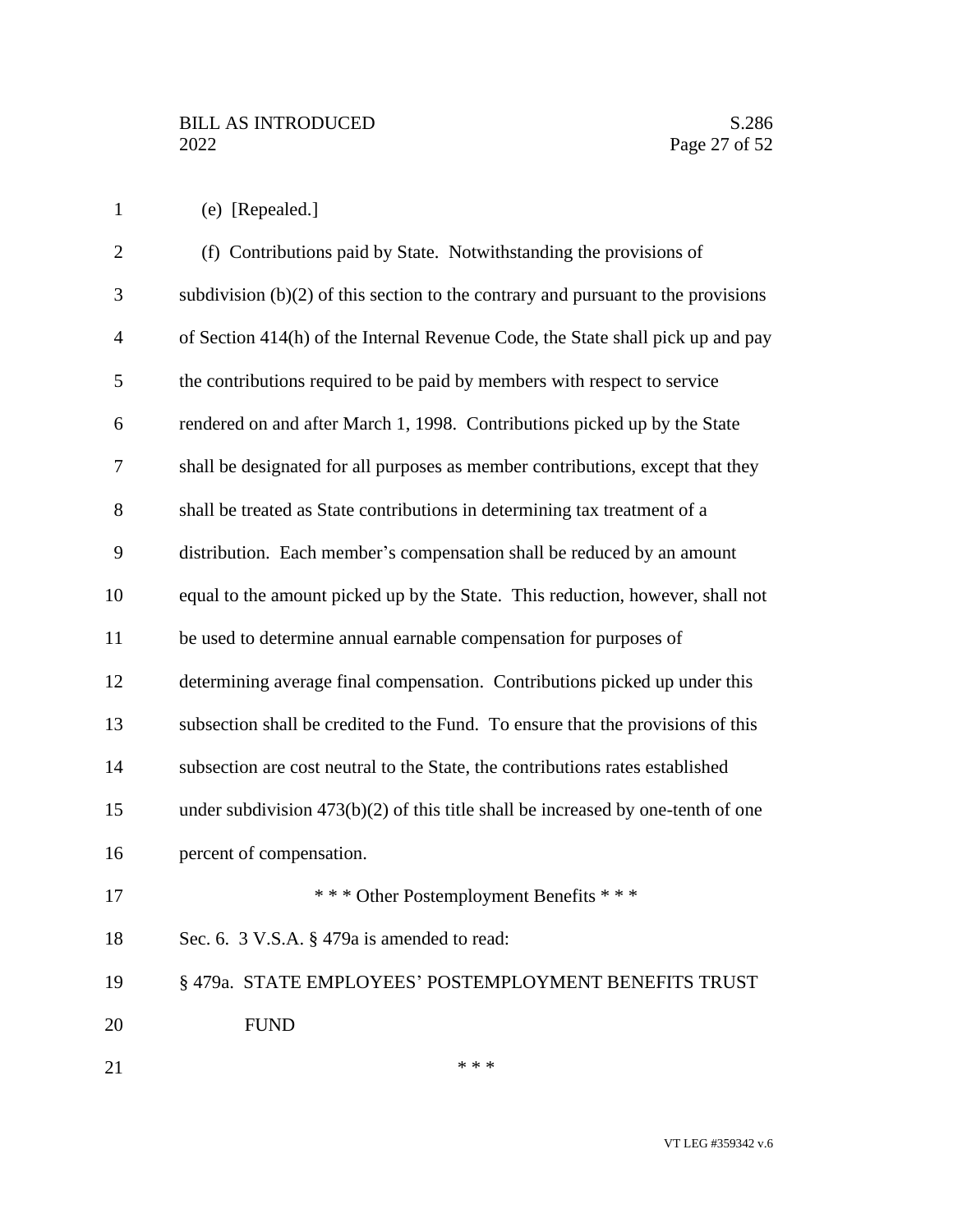(e) [Repealed.]

(f) Contributions paid by State. Notwithstanding the provisions of subdivision (b)(2) of this section to the contrary and pursuant to the provisions of Section 414(h) of the Internal Revenue Code, the State shall pick up and pay the contributions required to be paid by members with respect to service rendered on and after March 1, 1998. Contributions picked up by the State shall be designated for all purposes as member contributions, except that they shall be treated as State contributions in determining tax treatment of a distribution. Each member's compensation shall be reduced by an amount equal to the amount picked up by the State. This reduction, however, shall not be used to determine annual earnable compensation for purposes of determining average final compensation. Contributions picked up under this subsection shall be credited to the Fund. To ensure that the provisions of this subsection are cost neutral to the State, the contributions rates established under subdivision 473(b)(2) of this title shall be increased by one-tenth of one percent of compensation.

\* \* \* Other Postemployment Benefits \* \* \*

Sec. 6. 3 V.S.A. § 479a is amended to read:

§ 479a. STATE EMPLOYEES' POSTEMPLOYMENT BENEFITS TRUST FUND

\* \* \*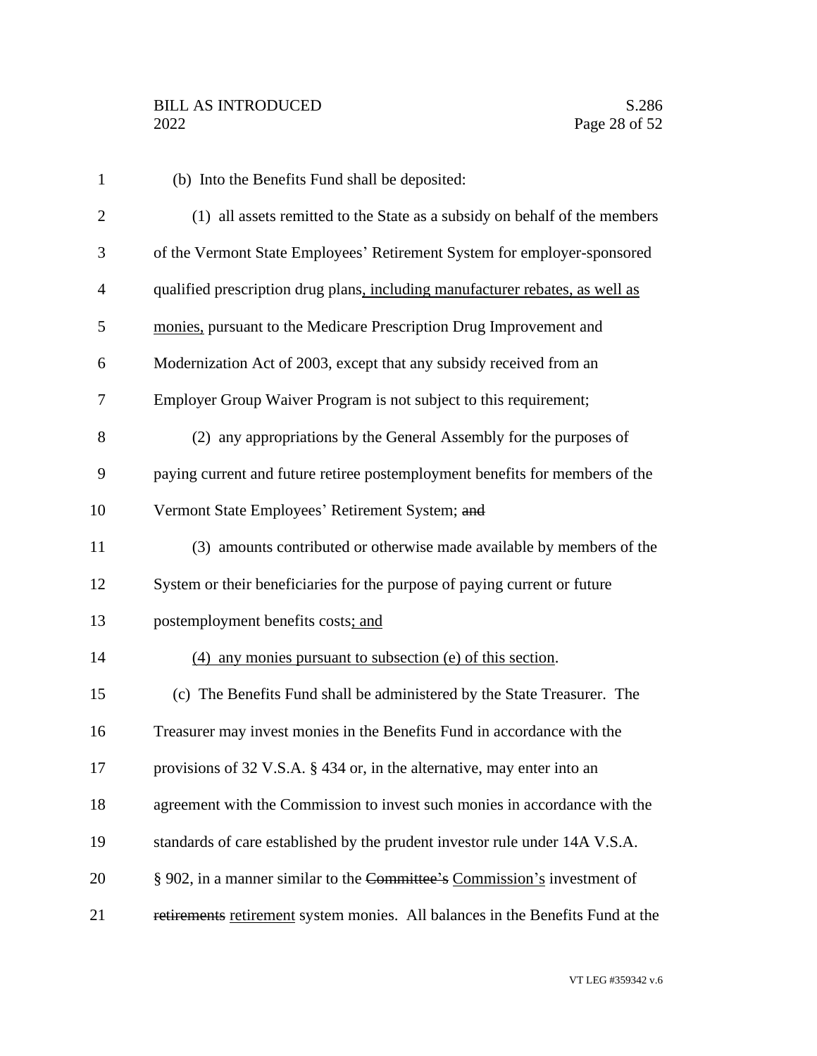(b) Into the Benefits Fund shall be deposited:

(1) all assets remitted to the State as a subsidy on behalf of the members of the Vermont State Employees' Retirement System for employer-sponsored qualified prescription drug plans, including manufacturer rebates, as well as monies, pursuant to the Medicare Prescription Drug Improvement and Modernization Act of 2003, except that any subsidy received from an Employer Group Waiver Program is not subject to this requirement;

(2) any appropriations by the General Assembly for the purposes of paying current and future retiree postemployment benefits for members of the Vermont State Employees' Retirement System; ~~and~~

(3) amounts contributed or otherwise made available by members of the System or their beneficiaries for the purpose of paying current or future postemployment benefits costs; and

(4) any monies pursuant to subsection (e) of this section.

(c) The Benefits Fund shall be administered by the State Treasurer. The Treasurer may invest monies in the Benefits Fund in accordance with the provisions of 32 V.S.A. § 434 or, in the alternative, may enter into an agreement with the Commission to invest such monies in accordance with the standards of care established by the prudent investor rule under 14A V.S.A. § 902, in a manner similar to the ~~Committee's~~ Commission's investment of ~~retirements~~ retirement system monies. All balances in the Benefits Fund at the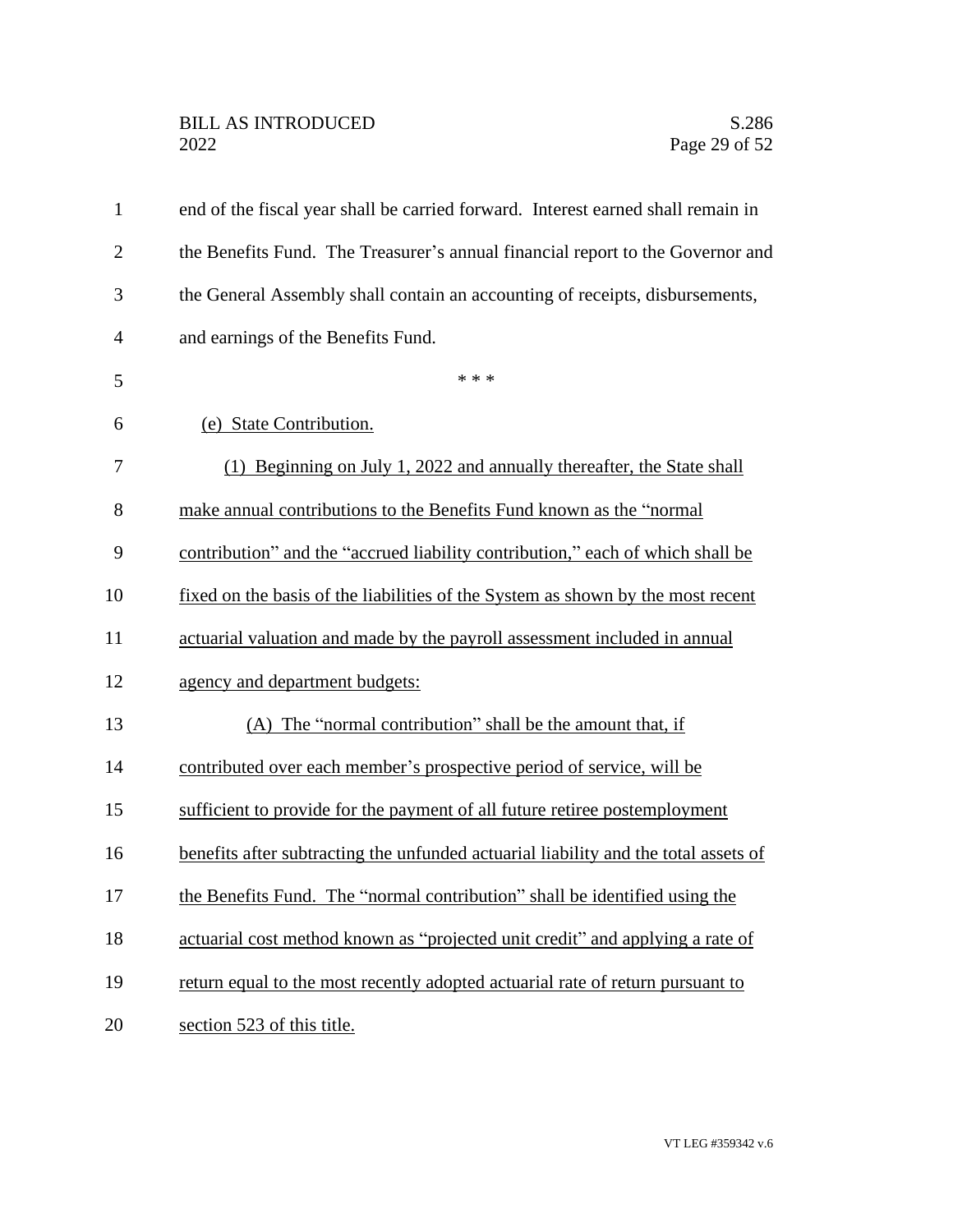end of the fiscal year shall be carried forward. Interest earned shall remain in the Benefits Fund. The Treasurer's annual financial report to the Governor and the General Assembly shall contain an accounting of receipts, disbursements, and earnings of the Benefits Fund.

\* \* \*

(e) State Contribution.

(1) Beginning on July 1, 2022 and annually thereafter, the State shall make annual contributions to the Benefits Fund known as the "normal contribution" and the "accrued liability contribution," each of which shall be fixed on the basis of the liabilities of the System as shown by the most recent actuarial valuation and made by the payroll assessment included in annual agency and department budgets:

(A) The "normal contribution" shall be the amount that, if contributed over each member's prospective period of service, will be sufficient to provide for the payment of all future retiree postemployment benefits after subtracting the unfunded actuarial liability and the total assets of the Benefits Fund. The "normal contribution" shall be identified using the actuarial cost method known as "projected unit credit" and applying a rate of return equal to the most recently adopted actuarial rate of return pursuant to section 523 of this title.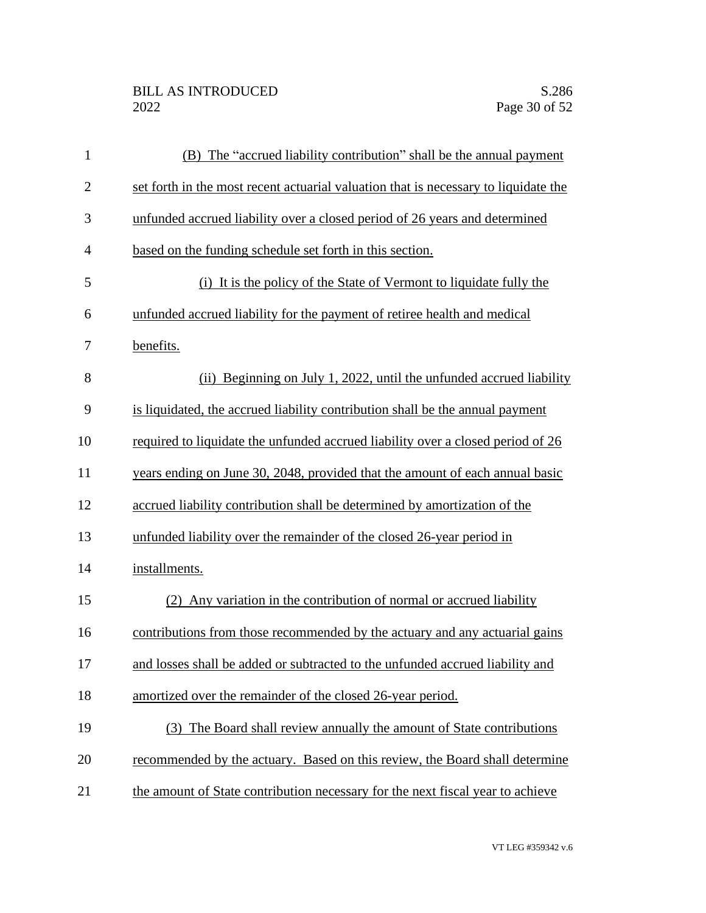(B) The "accrued liability contribution" shall be the annual payment set forth in the most recent actuarial valuation that is necessary to liquidate the unfunded accrued liability over a closed period of 26 years and determined based on the funding schedule set forth in this section.

(i) It is the policy of the State of Vermont to liquidate fully the unfunded accrued liability for the payment of retiree health and medical benefits.

(ii) Beginning on July 1, 2022, until the unfunded accrued liability is liquidated, the accrued liability contribution shall be the annual payment required to liquidate the unfunded accrued liability over a closed period of 26 years ending on June 30, 2048, provided that the amount of each annual basic accrued liability contribution shall be determined by amortization of the unfunded liability over the remainder of the closed 26-year period in installments.

(2) Any variation in the contribution of normal or accrued liability contributions from those recommended by the actuary and any actuarial gains and losses shall be added or subtracted to the unfunded accrued liability and amortized over the remainder of the closed 26-year period.

(3) The Board shall review annually the amount of State contributions recommended by the actuary. Based on this review, the Board shall determine the amount of State contribution necessary for the next fiscal year to achieve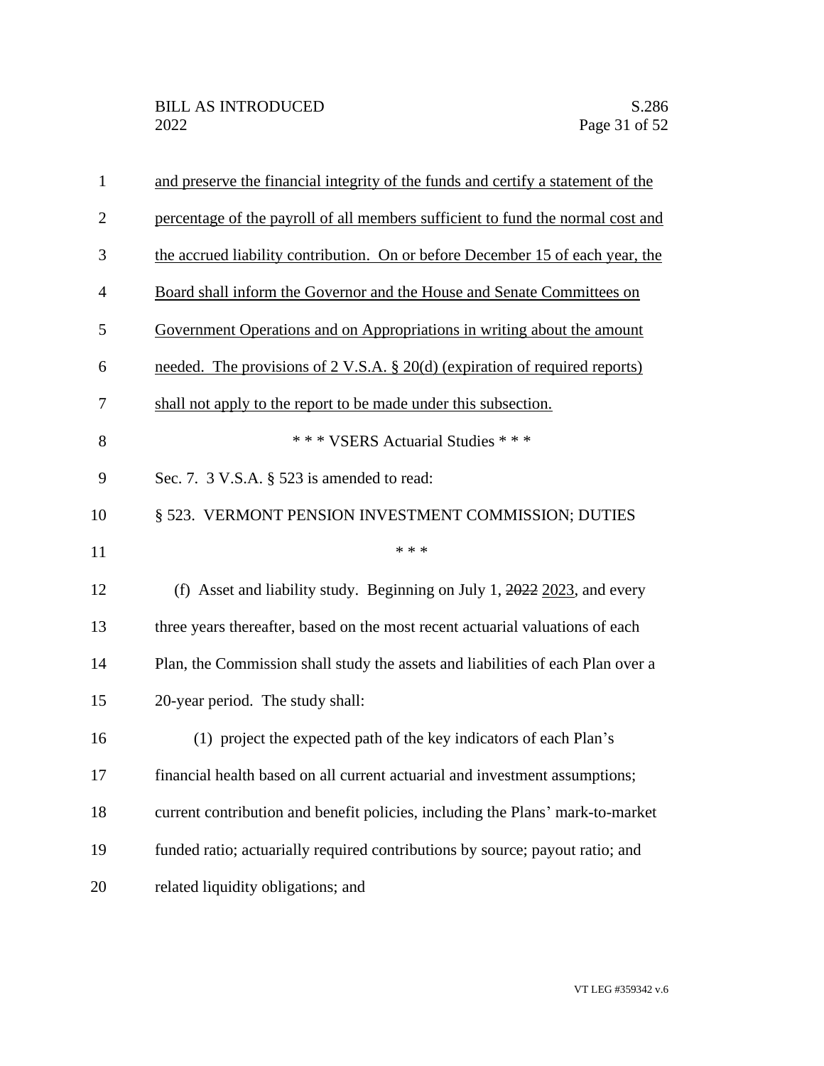<u>and preserve the financial integrity of the funds and certify a statement of the percentage of the payroll of all members sufficient to fund the normal cost and the accrued liability contribution. On or before December 15 of each year, the Board shall inform the Governor and the House and Senate Committees on Government Operations and on Appropriations in writing about the amount needed. The provisions of 2 V.S.A. § 20(d) (expiration of required reports) shall not apply to the report to be made under this subsection.</u>

\* \* \* VSERS Actuarial Studies \* \* \*

Sec. 7. 3 V.S.A. § 523 is amended to read:

§ 523. VERMONT PENSION INVESTMENT COMMISSION; DUTIES

\* \* \*

(f) Asset and liability study. Beginning on July 1, ~~2022~~ <u>2023</u>, and every three years thereafter, based on the most recent actuarial valuations of each Plan, the Commission shall study the assets and liabilities of each Plan over a 20-year period. The study shall:

(1) project the expected path of the key indicators of each Plan's financial health based on all current actuarial and investment assumptions; current contribution and benefit policies, including the Plans' mark-to-market funded ratio; actuarially required contributions by source; payout ratio; and related liquidity obligations; and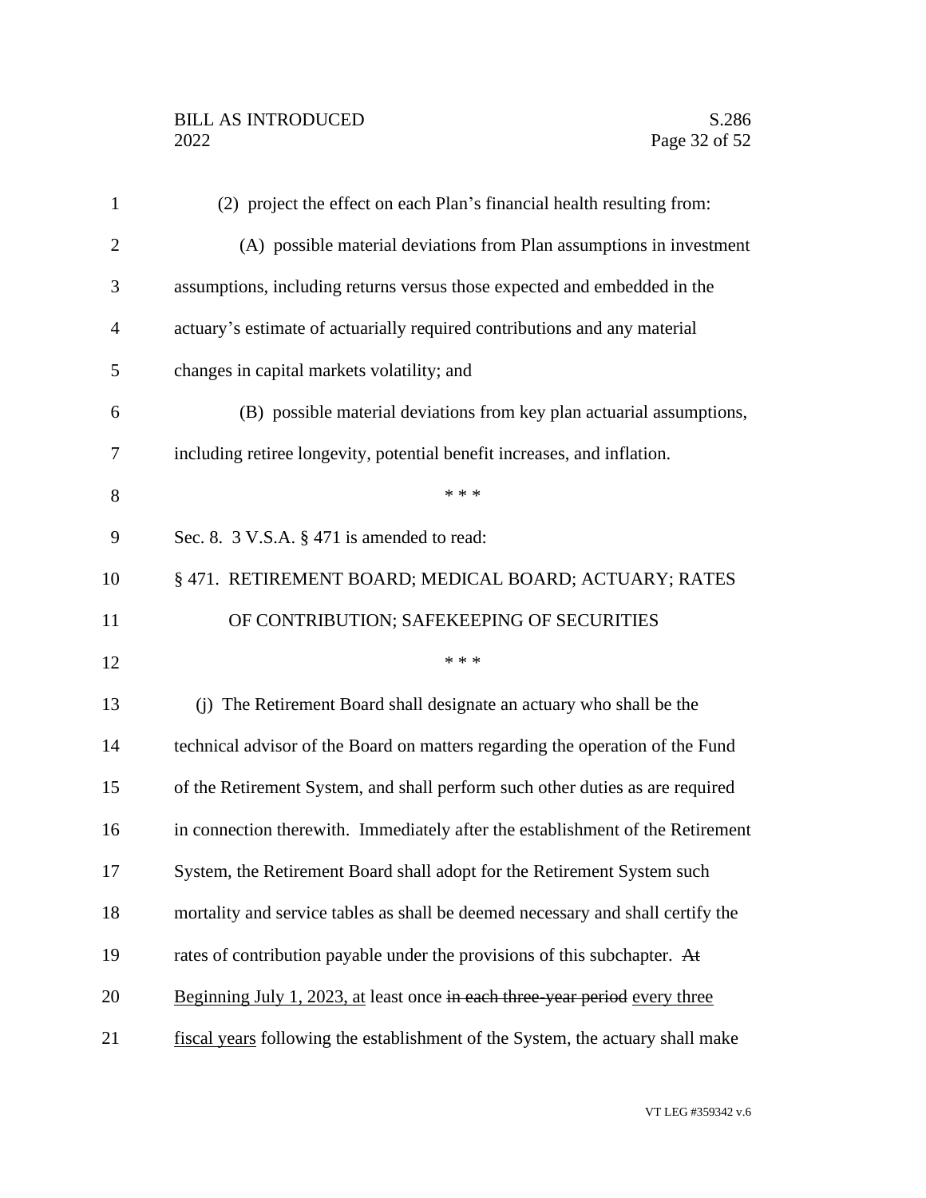(2) project the effect on each Plan's financial health resulting from:

(A) possible material deviations from Plan assumptions in investment assumptions, including returns versus those expected and embedded in the actuary's estimate of actuarially required contributions and any material changes in capital markets volatility; and

(B) possible material deviations from key plan actuarial assumptions, including retiree longevity, potential benefit increases, and inflation.

\* \* \*

Sec. 8. 3 V.S.A. § 471 is amended to read:

§ 471. RETIREMENT BOARD; MEDICAL BOARD; ACTUARY; RATES OF CONTRIBUTION; SAFEKEEPING OF SECURITIES

\* \* \*

(j) The Retirement Board shall designate an actuary who shall be the technical advisor of the Board on matters regarding the operation of the Fund of the Retirement System, and shall perform such other duties as are required in connection therewith. Immediately after the establishment of the Retirement System, the Retirement Board shall adopt for the Retirement System such mortality and service tables as shall be deemed necessary and shall certify the rates of contribution payable under the provisions of this subchapter. ~~At~~ <u>Beginning July 1, 2023, at</u> least once ~~in each three-year period~~ <u>every three fiscal years</u> following the establishment of the System, the actuary shall make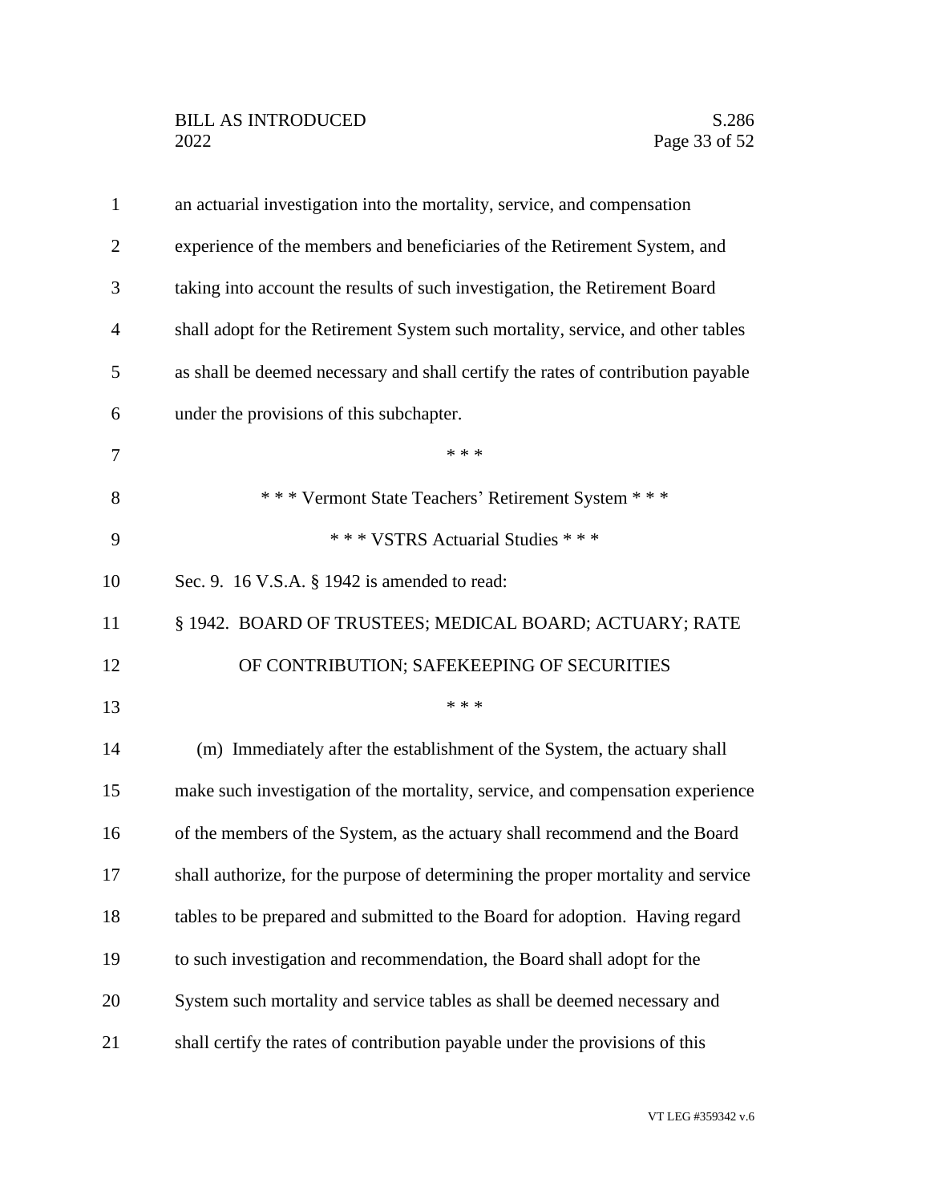an actuarial investigation into the mortality, service, and compensation experience of the members and beneficiaries of the Retirement System, and taking into account the results of such investigation, the Retirement Board shall adopt for the Retirement System such mortality, service, and other tables as shall be deemed necessary and shall certify the rates of contribution payable under the provisions of this subchapter.

\* \* \*

\* \* \* Vermont State Teachers' Retirement System \* \* \*

\* \* \* VSTRS Actuarial Studies \* \* \*

Sec. 9. 16 V.S.A. § 1942 is amended to read:

§ 1942. BOARD OF TRUSTEES; MEDICAL BOARD; ACTUARY; RATE OF CONTRIBUTION; SAFEKEEPING OF SECURITIES

\* \* \*

(m) Immediately after the establishment of the System, the actuary shall make such investigation of the mortality, service, and compensation experience of the members of the System, as the actuary shall recommend and the Board shall authorize, for the purpose of determining the proper mortality and service tables to be prepared and submitted to the Board for adoption. Having regard to such investigation and recommendation, the Board shall adopt for the System such mortality and service tables as shall be deemed necessary and shall certify the rates of contribution payable under the provisions of this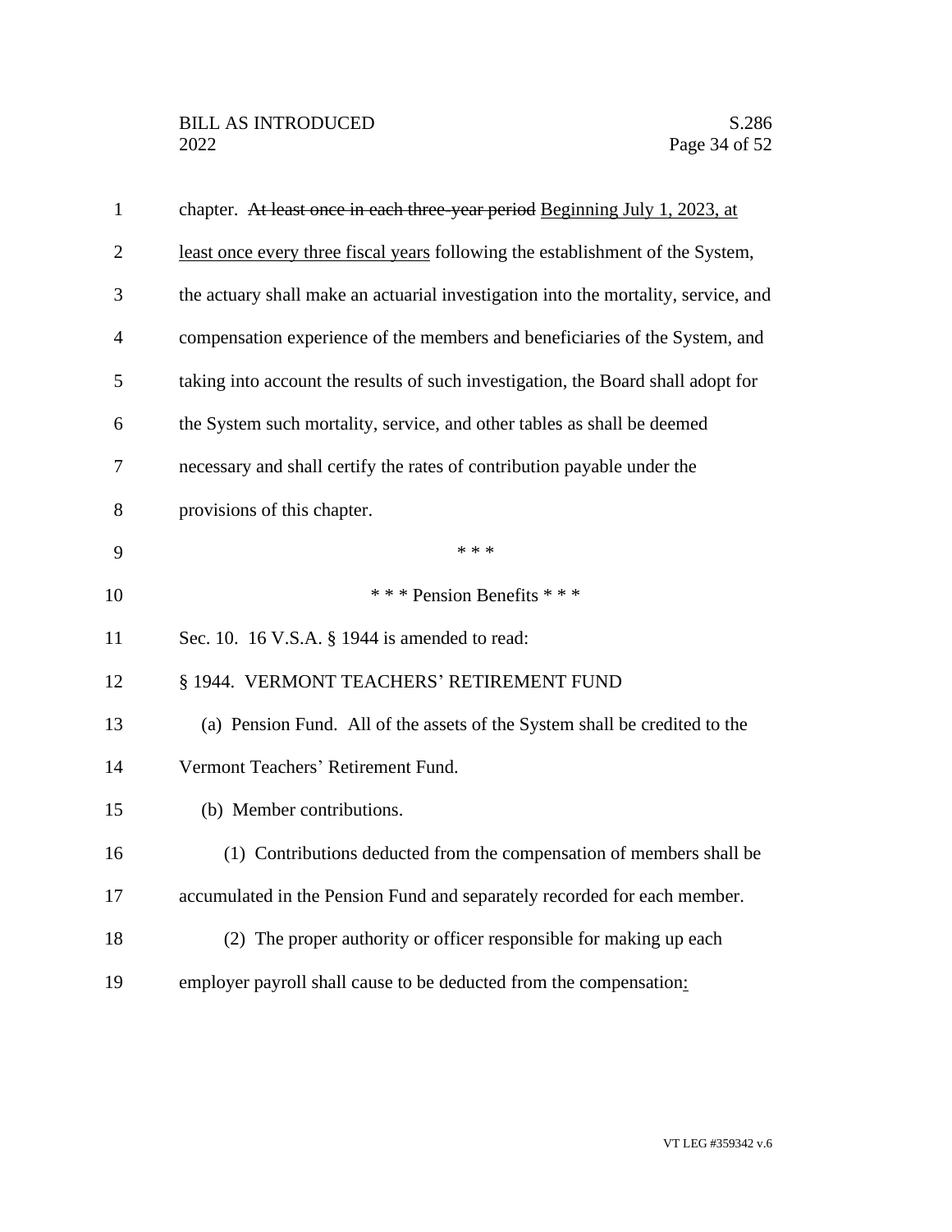chapter. ~~At least once in each three-year period~~ <u>Beginning July 1, 2023, at least once every three fiscal years</u> following the establishment of the System, the actuary shall make an actuarial investigation into the mortality, service, and compensation experience of the members and beneficiaries of the System, and taking into account the results of such investigation, the Board shall adopt for the System such mortality, service, and other tables as shall be deemed necessary and shall certify the rates of contribution payable under the provisions of this chapter.

\* \* \*

\* \* \* Pension Benefits \* \* \*

Sec. 10. 16 V.S.A. § 1944 is amended to read:

§ 1944. VERMONT TEACHERS' RETIREMENT FUND

(a) Pension Fund. All of the assets of the System shall be credited to the Vermont Teachers' Retirement Fund.

(b) Member contributions.

(1) Contributions deducted from the compensation of members shall be accumulated in the Pension Fund and separately recorded for each member.

(2) The proper authority or officer responsible for making up each employer payroll shall cause to be deducted from the compensation<u>:</u>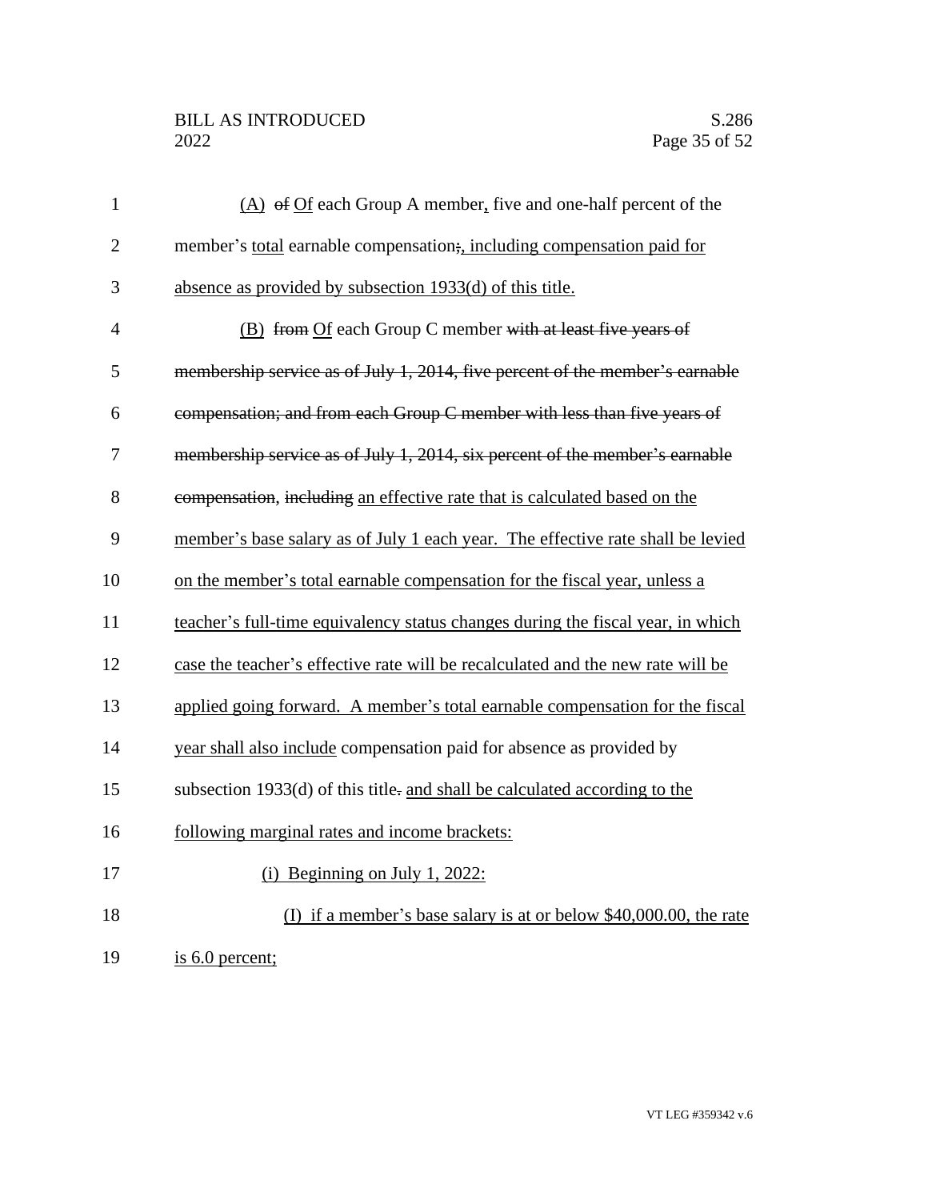(A) ~~of~~ Of each Group A member, five and one-half percent of the member's total earnable compensation~~;~~, including compensation paid for absence as provided by subsection 1933(d) of this title.

(B) ~~from~~ Of each Group C member ~~with at least five years of membership service as of July 1, 2014, five percent of the member's earnable compensation; and from each Group C member with less than five years of membership service as of July 1, 2014, six percent of the member's earnable compensation~~, ~~including~~ an effective rate that is calculated based on the member's base salary as of July 1 each year. The effective rate shall be levied on the member's total earnable compensation for the fiscal year, unless a teacher's full-time equivalency status changes during the fiscal year, in which case the teacher's effective rate will be recalculated and the new rate will be applied going forward. A member's total earnable compensation for the fiscal year shall also include compensation paid for absence as provided by subsection 1933(d) of this title~~.~~ and shall be calculated according to the following marginal rates and income brackets:

(i) Beginning on July 1, 2022:

(I) if a member's base salary is at or below $40,000.00, the rate is 6.0 percent;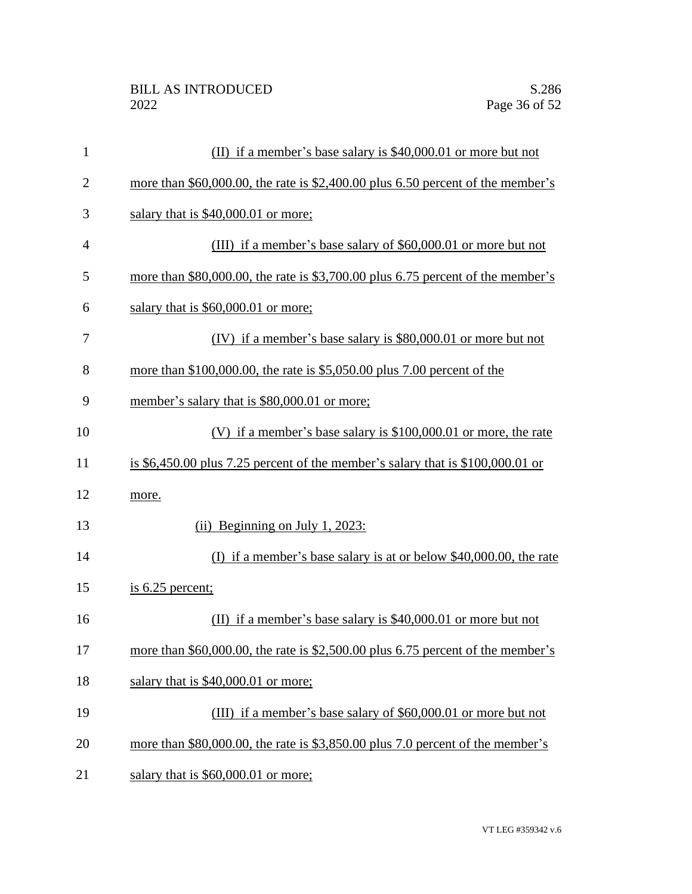(II) if a member's base salary is $40,000.01 or more but not more than $60,000.00, the rate is $2,400.00 plus 6.50 percent of the member's salary that is $40,000.01 or more;

(III) if a member's base salary of $60,000.01 or more but not more than $80,000.00, the rate is $3,700.00 plus 6.75 percent of the member's salary that is $60,000.01 or more;

(IV) if a member's base salary is $80,000.01 or more but not more than $100,000.00, the rate is $5,050.00 plus 7.00 percent of the member's salary that is $80,000.01 or more;

(V) if a member's base salary is $100,000.01 or more, the rate is $6,450.00 plus 7.25 percent of the member's salary that is $100,000.01 or more.

(ii) Beginning on July 1, 2023:

(I) if a member's base salary is at or below $40,000.00, the rate is 6.25 percent;

(II) if a member's base salary is $40,000.01 or more but not more than $60,000.00, the rate is $2,500.00 plus 6.75 percent of the member's salary that is $40,000.01 or more;

(III) if a member's base salary of $60,000.01 or more but not more than $80,000.00, the rate is $3,850.00 plus 7.0 percent of the member's salary that is $60,000.01 or more;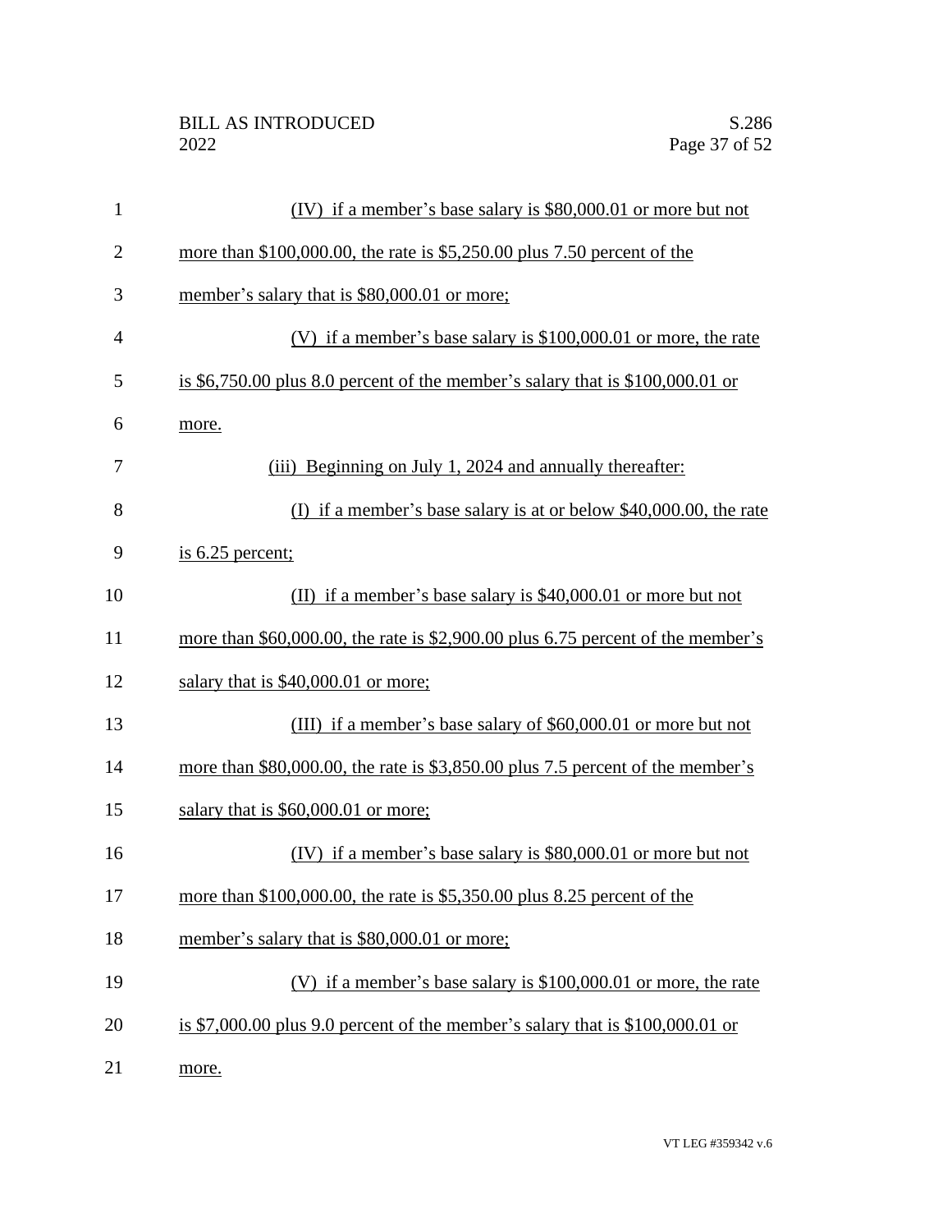(IV) if a member's base salary is $80,000.01 or more but not more than $100,000.00, the rate is $5,250.00 plus 7.50 percent of the member's salary that is $80,000.01 or more;

(V) if a member's base salary is $100,000.01 or more, the rate is $6,750.00 plus 8.0 percent of the member's salary that is $100,000.01 or more.

(iii) Beginning on July 1, 2024 and annually thereafter:

(I) if a member's base salary is at or below $40,000.00, the rate is 6.25 percent;

(II) if a member's base salary is $40,000.01 or more but not more than $60,000.00, the rate is $2,900.00 plus 6.75 percent of the member's salary that is $40,000.01 or more;

(III) if a member's base salary of $60,000.01 or more but not more than $80,000.00, the rate is $3,850.00 plus 7.5 percent of the member's salary that is $60,000.01 or more;

(IV) if a member's base salary is $80,000.01 or more but not more than $100,000.00, the rate is $5,350.00 plus 8.25 percent of the member's salary that is $80,000.01 or more;

(V) if a member's base salary is $100,000.01 or more, the rate is $7,000.00 plus 9.0 percent of the member's salary that is $100,000.01 or more.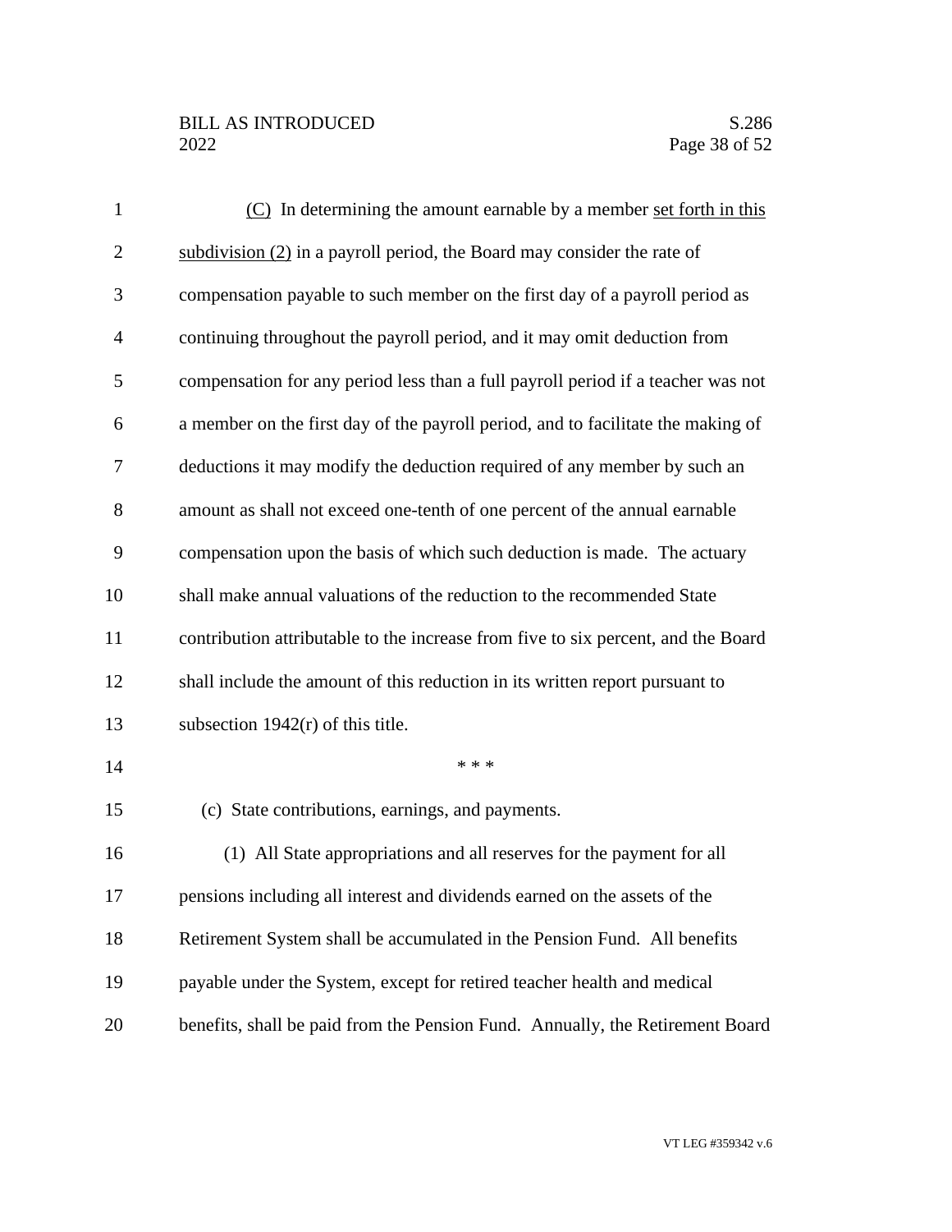(C) In determining the amount earnable by a member set forth in this subdivision (2) in a payroll period, the Board may consider the rate of compensation payable to such member on the first day of a payroll period as continuing throughout the payroll period, and it may omit deduction from compensation for any period less than a full payroll period if a teacher was not a member on the first day of the payroll period, and to facilitate the making of deductions it may modify the deduction required of any member by such an amount as shall not exceed one-tenth of one percent of the annual earnable compensation upon the basis of which such deduction is made. The actuary shall make annual valuations of the reduction to the recommended State contribution attributable to the increase from five to six percent, and the Board shall include the amount of this reduction in its written report pursuant to subsection 1942(r) of this title.

\* \* \*

(c) State contributions, earnings, and payments.

(1) All State appropriations and all reserves for the payment for all pensions including all interest and dividends earned on the assets of the Retirement System shall be accumulated in the Pension Fund. All benefits payable under the System, except for retired teacher health and medical benefits, shall be paid from the Pension Fund. Annually, the Retirement Board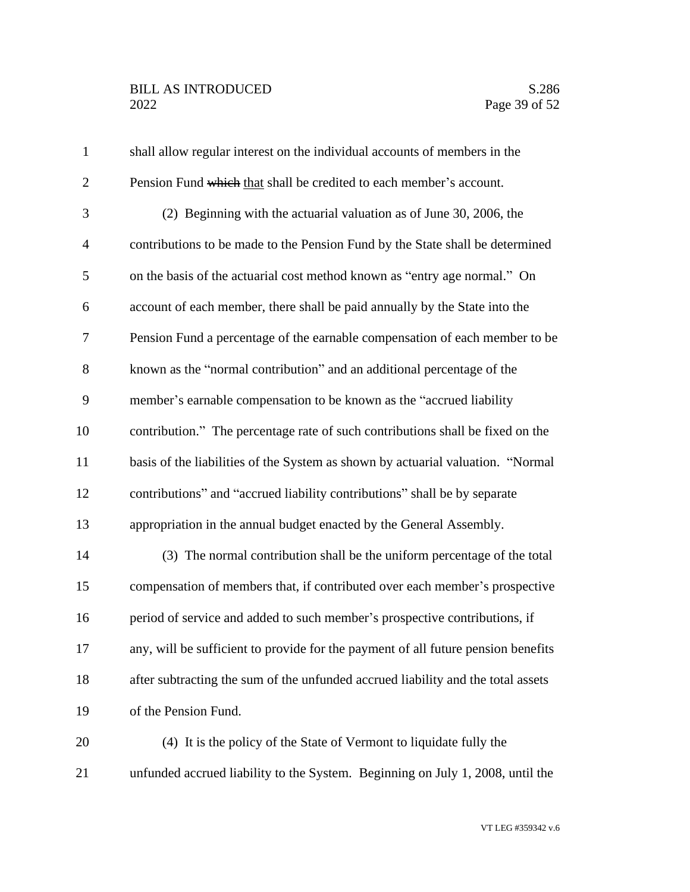shall allow regular interest on the individual accounts of members in the Pension Fund ~~which~~ that shall be credited to each member's account.

(2) Beginning with the actuarial valuation as of June 30, 2006, the contributions to be made to the Pension Fund by the State shall be determined on the basis of the actuarial cost method known as "entry age normal." On account of each member, there shall be paid annually by the State into the Pension Fund a percentage of the earnable compensation of each member to be known as the "normal contribution" and an additional percentage of the member's earnable compensation to be known as the "accrued liability contribution." The percentage rate of such contributions shall be fixed on the basis of the liabilities of the System as shown by actuarial valuation. "Normal contributions" and "accrued liability contributions" shall be by separate appropriation in the annual budget enacted by the General Assembly.

(3) The normal contribution shall be the uniform percentage of the total compensation of members that, if contributed over each member's prospective period of service and added to such member's prospective contributions, if any, will be sufficient to provide for the payment of all future pension benefits after subtracting the sum of the unfunded accrued liability and the total assets of the Pension Fund.

(4) It is the policy of the State of Vermont to liquidate fully the unfunded accrued liability to the System. Beginning on July 1, 2008, until the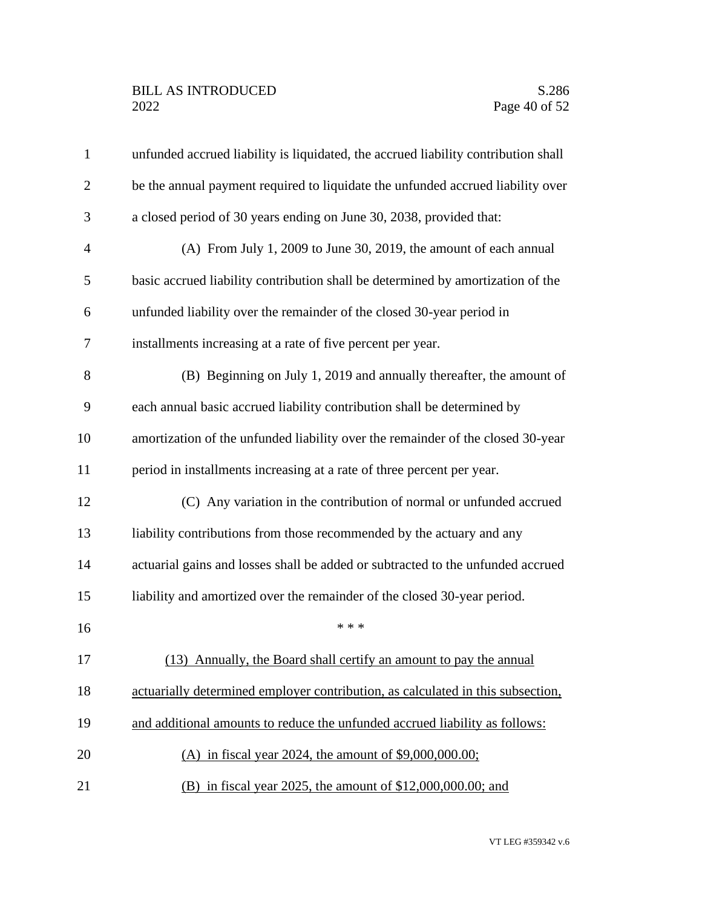unfunded accrued liability is liquidated, the accrued liability contribution shall be the annual payment required to liquidate the unfunded accrued liability over a closed period of 30 years ending on June 30, 2038, provided that:

(A) From July 1, 2009 to June 30, 2019, the amount of each annual basic accrued liability contribution shall be determined by amortization of the unfunded liability over the remainder of the closed 30-year period in installments increasing at a rate of five percent per year.

(B) Beginning on July 1, 2019 and annually thereafter, the amount of each annual basic accrued liability contribution shall be determined by amortization of the unfunded liability over the remainder of the closed 30-year period in installments increasing at a rate of three percent per year.

(C) Any variation in the contribution of normal or unfunded accrued liability contributions from those recommended by the actuary and any actuarial gains and losses shall be added or subtracted to the unfunded accrued liability and amortized over the remainder of the closed 30-year period.

\* \* \*

<u>(13) Annually, the Board shall certify an amount to pay the annual actuarially determined employer contribution, as calculated in this subsection, and additional amounts to reduce the unfunded accrued liability as follows:</u>

<u>(A) in fiscal year 2024, the amount of $9,000,000.00;</u>

<u>(B) in fiscal year 2025, the amount of $12,000,000.00; and</u>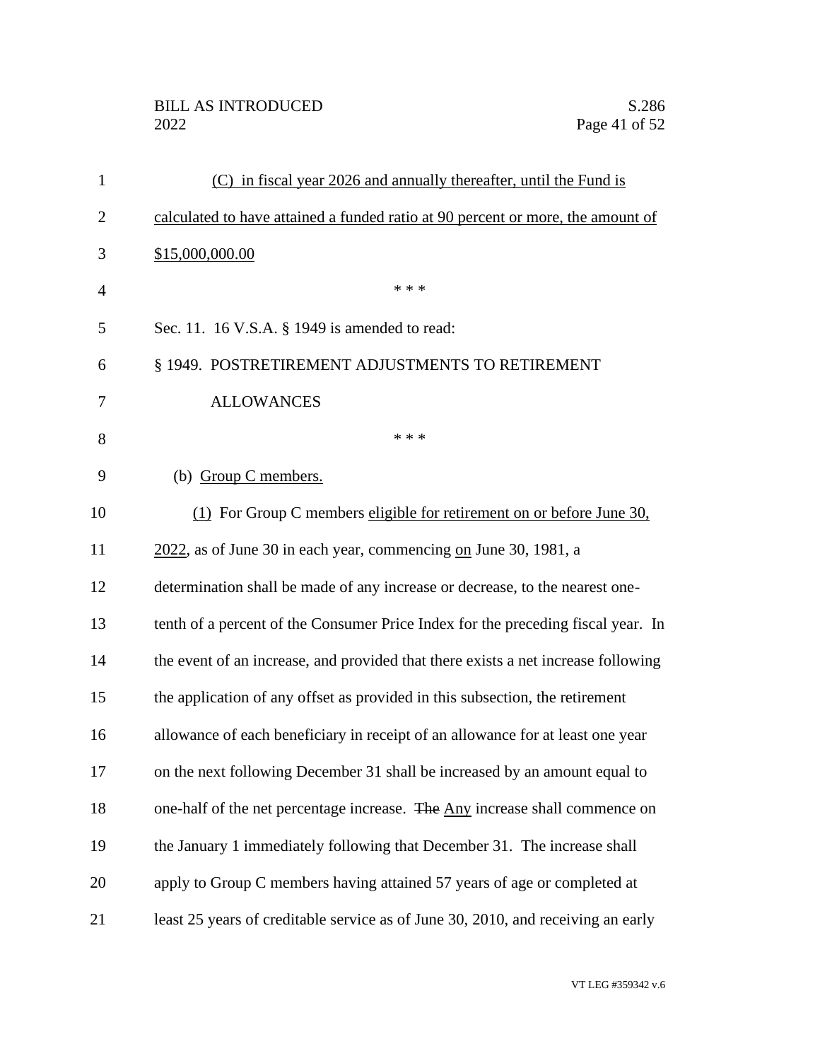(C) in fiscal year 2026 and annually thereafter, until the Fund is calculated to have attained a funded ratio at 90 percent or more, the amount of $15,000,000.00

\* \* \*

Sec. 11. 16 V.S.A. § 1949 is amended to read:

§ 1949. POSTRETIREMENT ADJUSTMENTS TO RETIREMENT ALLOWANCES

\* \* \*

(b) Group C members.

(1) For Group C members eligible for retirement on or before June 30, 2022, as of June 30 in each year, commencing on June 30, 1981, a determination shall be made of any increase or decrease, to the nearest one-tenth of a percent of the Consumer Price Index for the preceding fiscal year. In the event of an increase, and provided that there exists a net increase following the application of any offset as provided in this subsection, the retirement allowance of each beneficiary in receipt of an allowance for at least one year on the next following December 31 shall be increased by an amount equal to one-half of the net percentage increase. ~~The~~ Any increase shall commence on the January 1 immediately following that December 31. The increase shall apply to Group C members having attained 57 years of age or completed at least 25 years of creditable service as of June 30, 2010, and receiving an early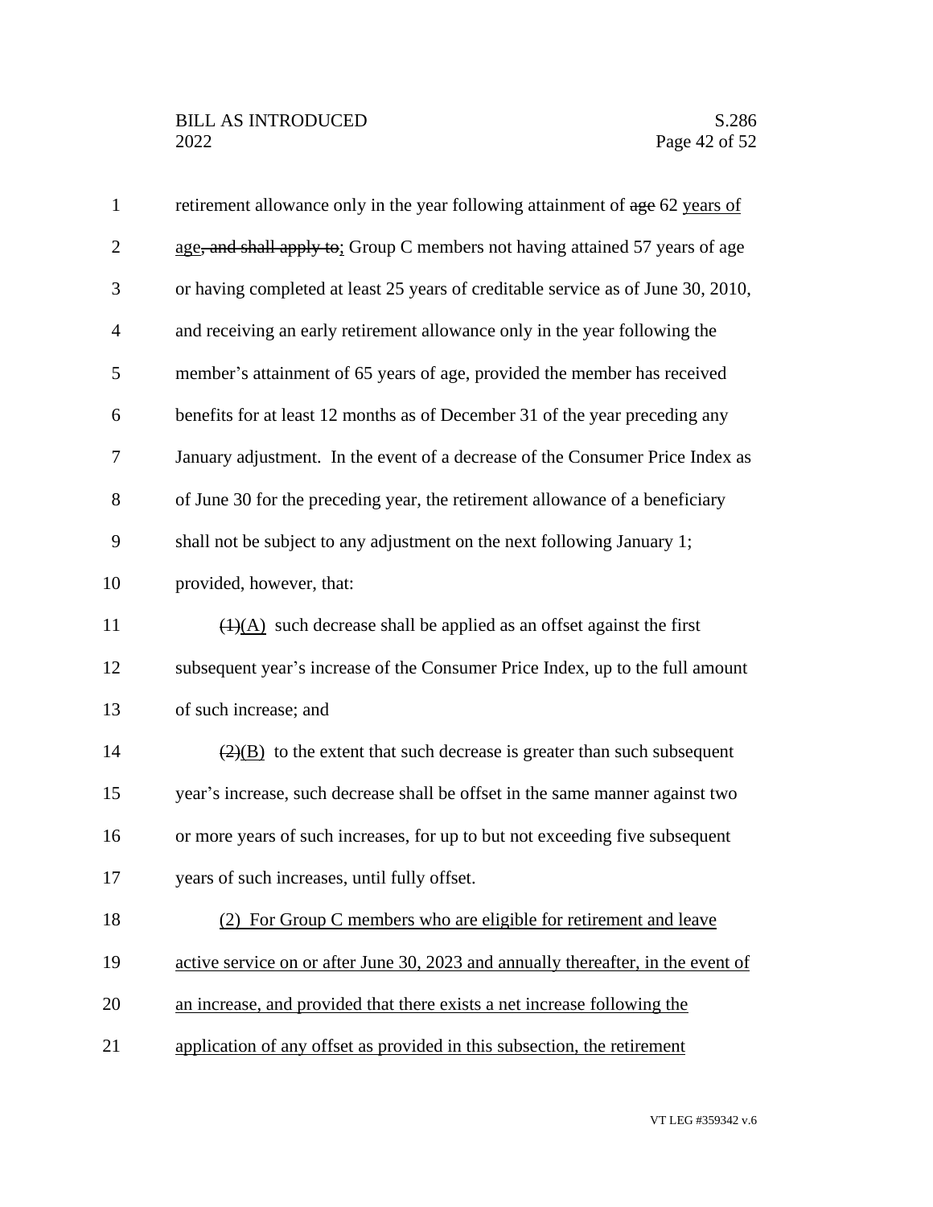retirement allowance only in the year following attainment of ~~age~~ 62 years of age~~, and shall apply to~~; Group C members not having attained 57 years of age or having completed at least 25 years of creditable service as of June 30, 2010, and receiving an early retirement allowance only in the year following the member's attainment of 65 years of age, provided the member has received benefits for at least 12 months as of December 31 of the year preceding any January adjustment. In the event of a decrease of the Consumer Price Index as of June 30 for the preceding year, the retirement allowance of a beneficiary shall not be subject to any adjustment on the next following January 1; provided, however, that:

~~(1)~~(A) such decrease shall be applied as an offset against the first subsequent year's increase of the Consumer Price Index, up to the full amount of such increase; and

~~(2)~~(B) to the extent that such decrease is greater than such subsequent year's increase, such decrease shall be offset in the same manner against two or more years of such increases, for up to but not exceeding five subsequent years of such increases, until fully offset.

(2) For Group C members who are eligible for retirement and leave active service on or after June 30, 2023 and annually thereafter, in the event of an increase, and provided that there exists a net increase following the application of any offset as provided in this subsection, the retirement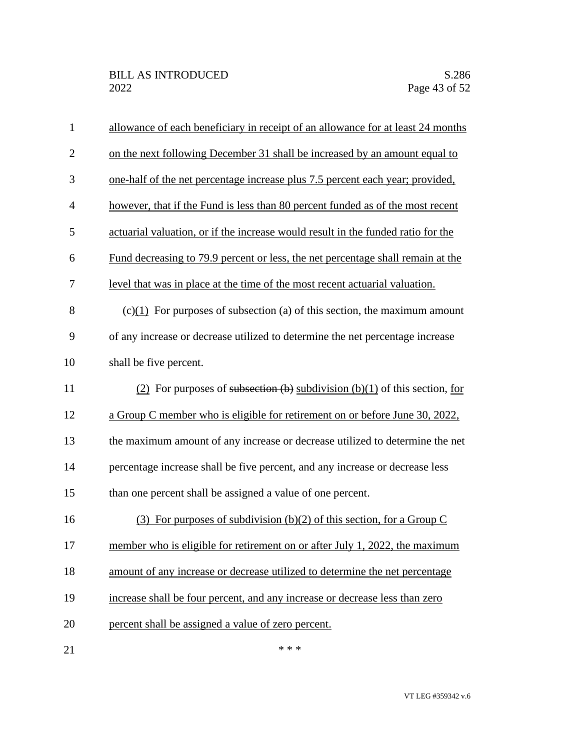allowance of each beneficiary in receipt of an allowance for at least 24 months on the next following December 31 shall be increased by an amount equal to one-half of the net percentage increase plus 7.5 percent each year; provided, however, that if the Fund is less than 80 percent funded as of the most recent actuarial valuation, or if the increase would result in the funded ratio for the Fund decreasing to 79.9 percent or less, the net percentage shall remain at the level that was in place at the time of the most recent actuarial valuation.

(c)(1) For purposes of subsection (a) of this section, the maximum amount of any increase or decrease utilized to determine the net percentage increase shall be five percent.

(2) For purposes of ~~subsection (b)~~ subdivision (b)(1) of this section, for a Group C member who is eligible for retirement on or before June 30, 2022, the maximum amount of any increase or decrease utilized to determine the net percentage increase shall be five percent, and any increase or decrease less than one percent shall be assigned a value of one percent.

(3) For purposes of subdivision (b)(2) of this section, for a Group C member who is eligible for retirement on or after July 1, 2022, the maximum amount of any increase or decrease utilized to determine the net percentage increase shall be four percent, and any increase or decrease less than zero percent shall be assigned a value of zero percent.

\* \* \*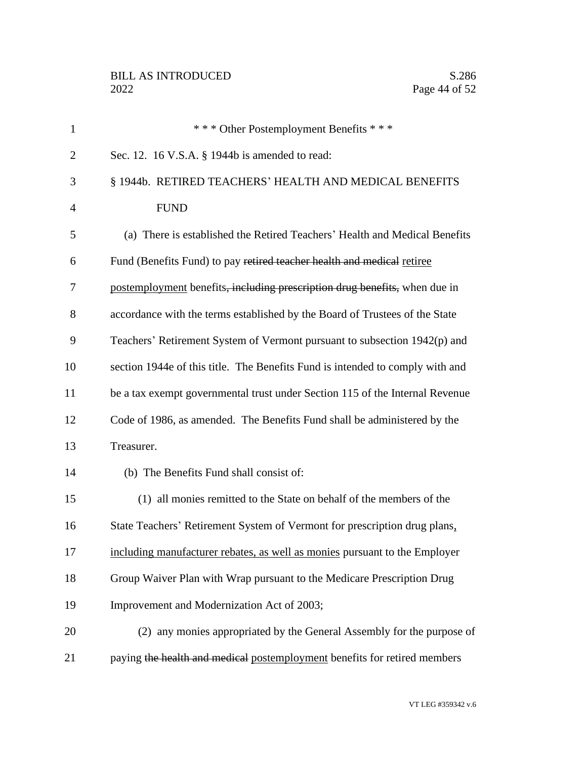\* \* \* Other Postemployment Benefits \* \* \*

Sec. 12. 16 V.S.A. § 1944b is amended to read:

§ 1944b. RETIRED TEACHERS' HEALTH AND MEDICAL BENEFITS FUND

(a) There is established the Retired Teachers' Health and Medical Benefits Fund (Benefits Fund) to pay ~~retired teacher health and medical~~ <u>retiree postemployment</u> benefits~~, including prescription drug benefits,~~ when due in accordance with the terms established by the Board of Trustees of the State Teachers' Retirement System of Vermont pursuant to subsection 1942(p) and section 1944e of this title. The Benefits Fund is intended to comply with and be a tax exempt governmental trust under Section 115 of the Internal Revenue Code of 1986, as amended. The Benefits Fund shall be administered by the Treasurer.

(b) The Benefits Fund shall consist of:

(1) all monies remitted to the State on behalf of the members of the State Teachers' Retirement System of Vermont for prescription drug plans<u>, including manufacturer rebates, as well as monies</u> pursuant to the Employer Group Waiver Plan with Wrap pursuant to the Medicare Prescription Drug Improvement and Modernization Act of 2003;

(2) any monies appropriated by the General Assembly for the purpose of paying ~~the health and medical~~ <u>postemployment</u> benefits for retired members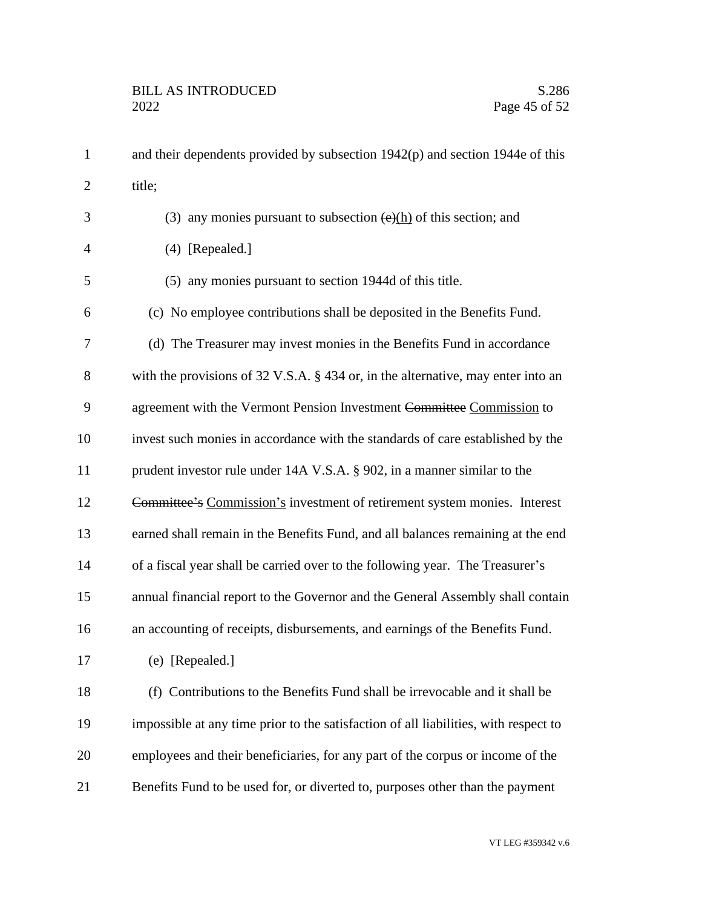and their dependents provided by subsection 1942(p) and section 1944e of this title;

(3) any monies pursuant to subsection ~~(e)~~(h) of this section; and

(4) [Repealed.]

(5) any monies pursuant to section 1944d of this title.

(c) No employee contributions shall be deposited in the Benefits Fund.

(d) The Treasurer may invest monies in the Benefits Fund in accordance with the provisions of 32 V.S.A. § 434 or, in the alternative, may enter into an agreement with the Vermont Pension Investment ~~Committee~~ Commission to invest such monies in accordance with the standards of care established by the prudent investor rule under 14A V.S.A. § 902, in a manner similar to the ~~Committee's~~ Commission's investment of retirement system monies. Interest earned shall remain in the Benefits Fund, and all balances remaining at the end of a fiscal year shall be carried over to the following year. The Treasurer's annual financial report to the Governor and the General Assembly shall contain an accounting of receipts, disbursements, and earnings of the Benefits Fund.

(e) [Repealed.]

(f) Contributions to the Benefits Fund shall be irrevocable and it shall be impossible at any time prior to the satisfaction of all liabilities, with respect to employees and their beneficiaries, for any part of the corpus or income of the Benefits Fund to be used for, or diverted to, purposes other than the payment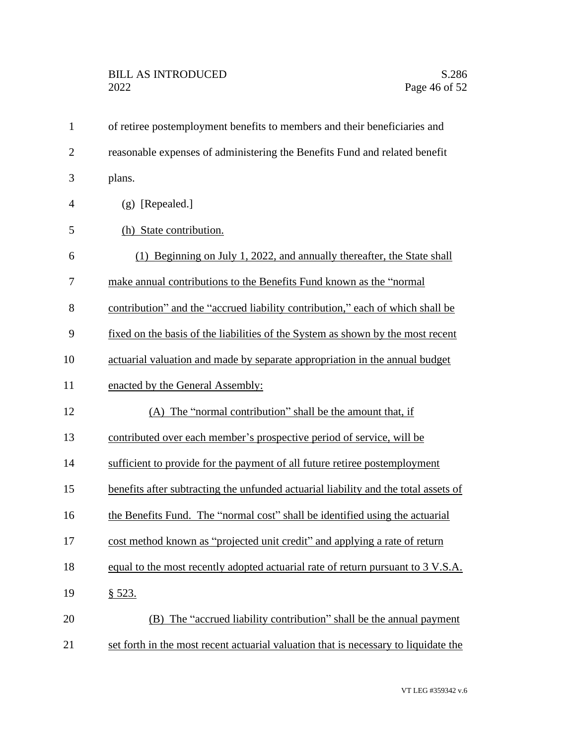of retiree postemployment benefits to members and their beneficiaries and reasonable expenses of administering the Benefits Fund and related benefit plans.

(g) [Repealed.]

<u>(h) State contribution.</u>

<u>(1) Beginning on July 1, 2022, and annually thereafter, the State shall make annual contributions to the Benefits Fund known as the "normal contribution" and the "accrued liability contribution," each of which shall be fixed on the basis of the liabilities of the System as shown by the most recent actuarial valuation and made by separate appropriation in the annual budget enacted by the General Assembly:</u>

<u>(A) The "normal contribution" shall be the amount that, if contributed over each member's prospective period of service, will be sufficient to provide for the payment of all future retiree postemployment benefits after subtracting the unfunded actuarial liability and the total assets of the Benefits Fund. The "normal cost" shall be identified using the actuarial cost method known as "projected unit credit" and applying a rate of return equal to the most recently adopted actuarial rate of return pursuant to 3 V.S.A. § 523.</u>

<u>(B) The "accrued liability contribution" shall be the annual payment set forth in the most recent actuarial valuation that is necessary to liquidate the</u>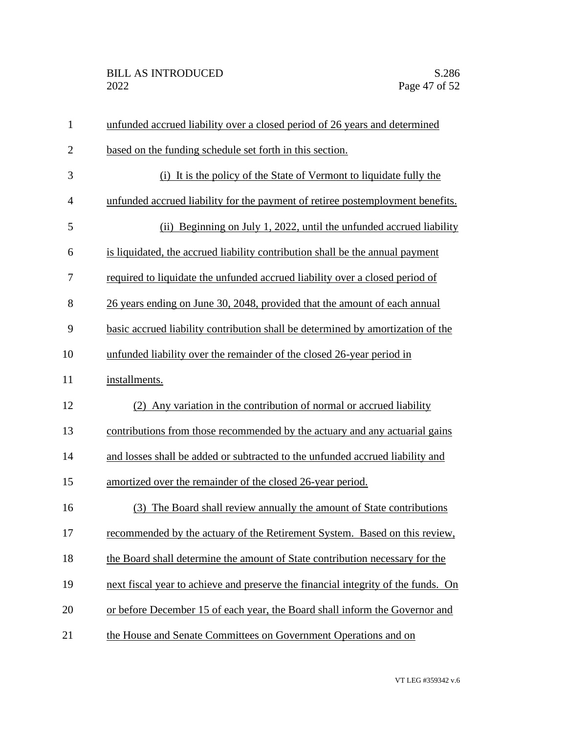unfunded accrued liability over a closed period of 26 years and determined based on the funding schedule set forth in this section.

(i) It is the policy of the State of Vermont to liquidate fully the unfunded accrued liability for the payment of retiree postemployment benefits.

(ii) Beginning on July 1, 2022, until the unfunded accrued liability is liquidated, the accrued liability contribution shall be the annual payment required to liquidate the unfunded accrued liability over a closed period of 26 years ending on June 30, 2048, provided that the amount of each annual basic accrued liability contribution shall be determined by amortization of the unfunded liability over the remainder of the closed 26-year period in installments.

(2) Any variation in the contribution of normal or accrued liability contributions from those recommended by the actuary and any actuarial gains and losses shall be added or subtracted to the unfunded accrued liability and amortized over the remainder of the closed 26-year period.

(3) The Board shall review annually the amount of State contributions recommended by the actuary of the Retirement System. Based on this review, the Board shall determine the amount of State contribution necessary for the next fiscal year to achieve and preserve the financial integrity of the funds. On or before December 15 of each year, the Board shall inform the Governor and the House and Senate Committees on Government Operations and on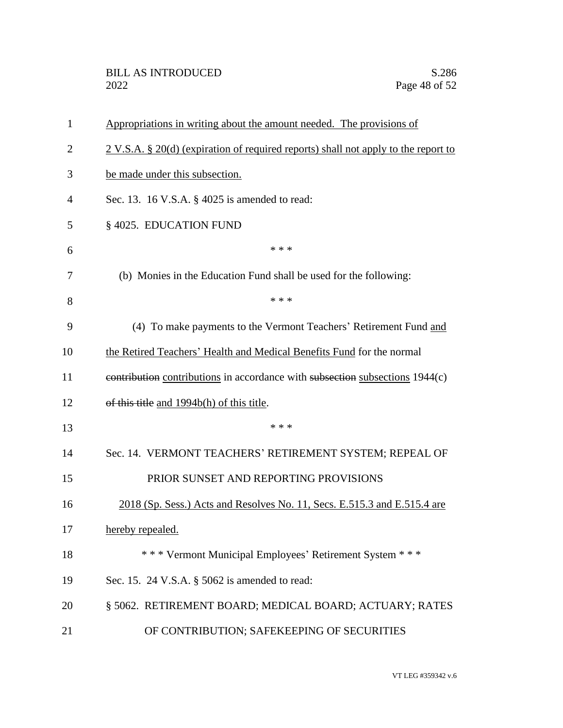Appropriations in writing about the amount needed. The provisions of 2 V.S.A. § 20(d) (expiration of required reports) shall not apply to the report to be made under this subsection.

Sec. 13. 16 V.S.A. § 4025 is amended to read:

§ 4025. EDUCATION FUND

\* \* \*

(b) Monies in the Education Fund shall be used for the following:

\* \* \*

(4) To make payments to the Vermont Teachers' Retirement Fund <u>and the Retired Teachers' Health and Medical Benefits Fund</u> for the normal ~~contribution~~ <u>contributions</u> in accordance with ~~subsection~~ <u>subsections</u> 1944(c) ~~of this title~~ <u>and 1994b(h) of this title</u>.

\* \* \*

Sec. 14. VERMONT TEACHERS' RETIREMENT SYSTEM; REPEAL OF PRIOR SUNSET AND REPORTING PROVISIONS

<u>2018 (Sp. Sess.) Acts and Resolves No. 11, Secs. E.515.3 and E.515.4 are hereby repealed.</u>

\* \* \* Vermont Municipal Employees' Retirement System \* \* \*

Sec. 15. 24 V.S.A. § 5062 is amended to read:

§ 5062. RETIREMENT BOARD; MEDICAL BOARD; ACTUARY; RATES OF CONTRIBUTION; SAFEKEEPING OF SECURITIES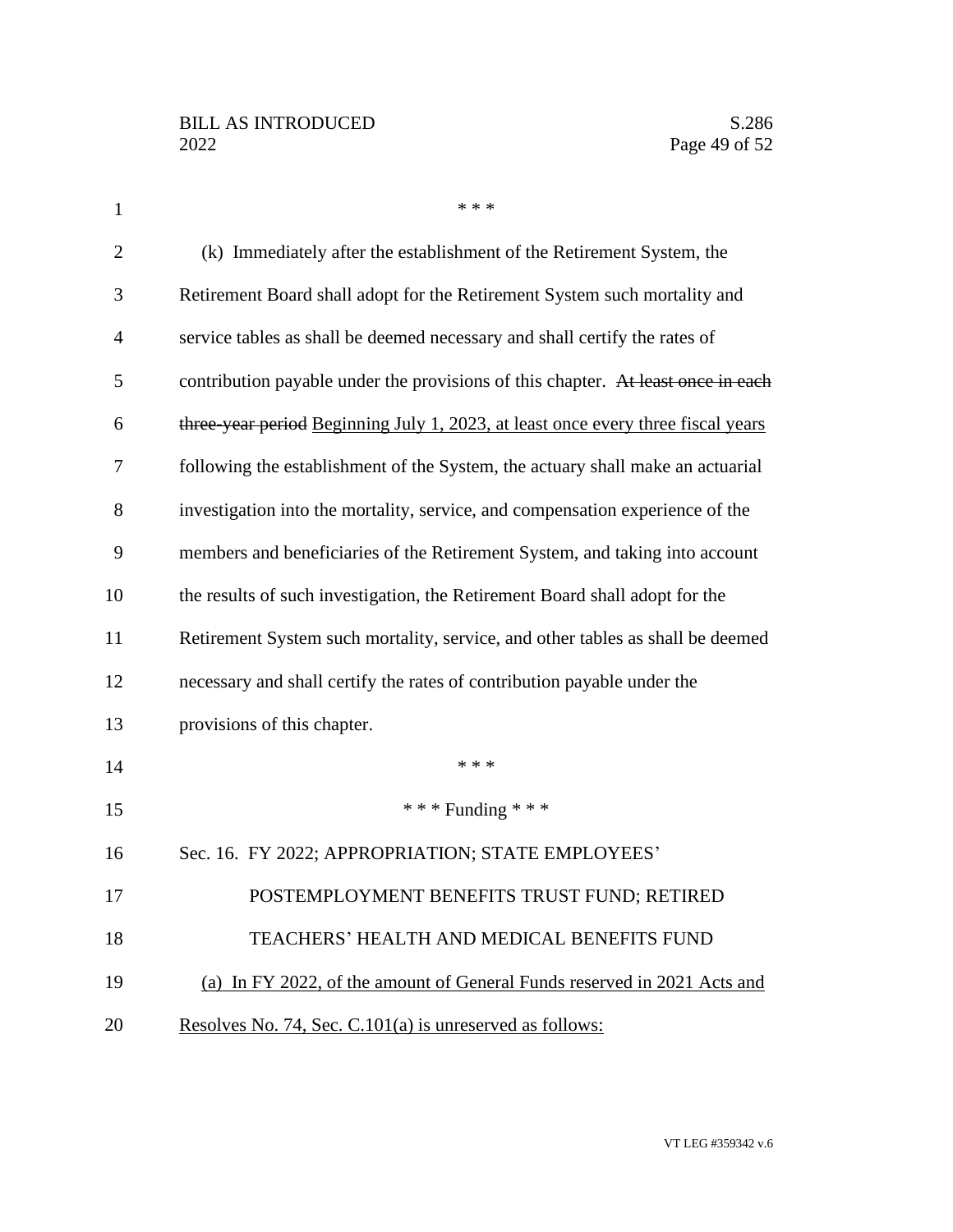\* \* \*

(k) Immediately after the establishment of the Retirement System, the Retirement Board shall adopt for the Retirement System such mortality and service tables as shall be deemed necessary and shall certify the rates of contribution payable under the provisions of this chapter. ~~At least once in each three-year period~~ <u>Beginning July 1, 2023, at least once every three fiscal years</u> following the establishment of the System, the actuary shall make an actuarial investigation into the mortality, service, and compensation experience of the members and beneficiaries of the Retirement System, and taking into account the results of such investigation, the Retirement Board shall adopt for the Retirement System such mortality, service, and other tables as shall be deemed necessary and shall certify the rates of contribution payable under the provisions of this chapter.

\* \* \*

\* \* \* Funding \* \* \*

Sec. 16. FY 2022; APPROPRIATION; STATE EMPLOYEES' POSTEMPLOYMENT BENEFITS TRUST FUND; RETIRED TEACHERS' HEALTH AND MEDICAL BENEFITS FUND

<u>(a) In FY 2022, of the amount of General Funds reserved in 2021 Acts and Resolves No. 74, Sec. C.101(a) is unreserved as follows:</u>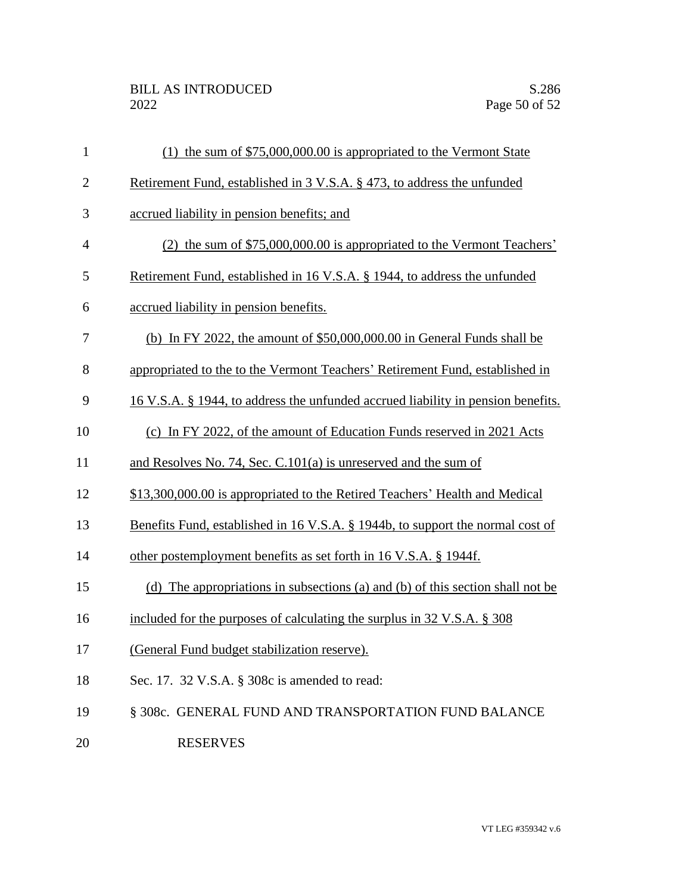(1) the sum of $75,000,000.00 is appropriated to the Vermont State Retirement Fund, established in 3 V.S.A. § 473, to address the unfunded accrued liability in pension benefits; and

(2) the sum of $75,000,000.00 is appropriated to the Vermont Teachers' Retirement Fund, established in 16 V.S.A. § 1944, to address the unfunded accrued liability in pension benefits.

(b) In FY 2022, the amount of $50,000,000.00 in General Funds shall be appropriated to the to the Vermont Teachers' Retirement Fund, established in 16 V.S.A. § 1944, to address the unfunded accrued liability in pension benefits.

(c) In FY 2022, of the amount of Education Funds reserved in 2021 Acts and Resolves No. 74, Sec. C.101(a) is unreserved and the sum of $13,300,000.00 is appropriated to the Retired Teachers' Health and Medical Benefits Fund, established in 16 V.S.A. § 1944b, to support the normal cost of other postemployment benefits as set forth in 16 V.S.A. § 1944f.

(d) The appropriations in subsections (a) and (b) of this section shall not be included for the purposes of calculating the surplus in 32 V.S.A. § 308 (General Fund budget stabilization reserve).

Sec. 17. 32 V.S.A. § 308c is amended to read:

§ 308c. GENERAL FUND AND TRANSPORTATION FUND BALANCE RESERVES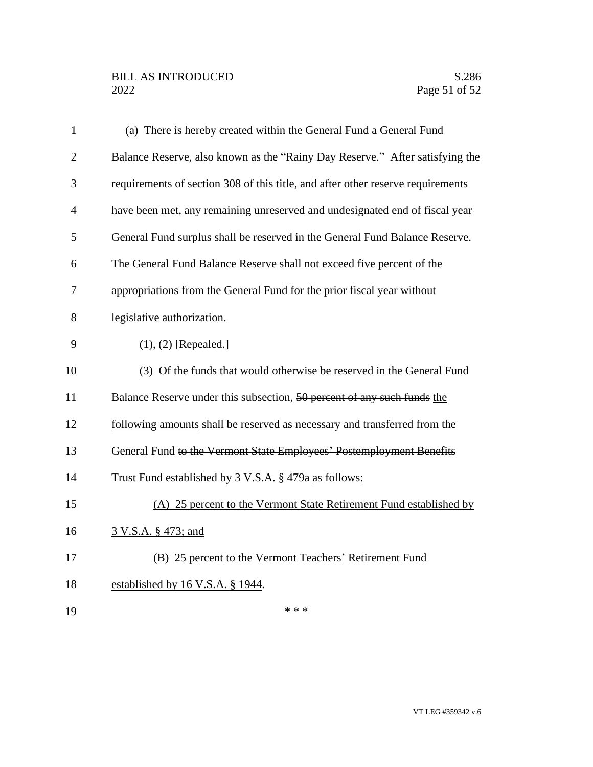(a) There is hereby created within the General Fund a General Fund Balance Reserve, also known as the "Rainy Day Reserve." After satisfying the requirements of section 308 of this title, and after other reserve requirements have been met, any remaining unreserved and undesignated end of fiscal year General Fund surplus shall be reserved in the General Fund Balance Reserve. The General Fund Balance Reserve shall not exceed five percent of the appropriations from the General Fund for the prior fiscal year without legislative authorization.

(1), (2) [Repealed.]

(3) Of the funds that would otherwise be reserved in the General Fund Balance Reserve under this subsection, ~~50 percent of any such funds~~ <u>the following amounts</u> shall be reserved as necessary and transferred from the General Fund ~~to the Vermont State Employees' Postemployment Benefits Trust Fund established by 3 V.S.A. § 479a~~ <u>as follows:</u>

<u>(A) 25 percent to the Vermont State Retirement Fund established by 3 V.S.A. § 473; and</u>

<u>(B) 25 percent to the Vermont Teachers' Retirement Fund established by 16 V.S.A. § 1944</u>.

\* \* \*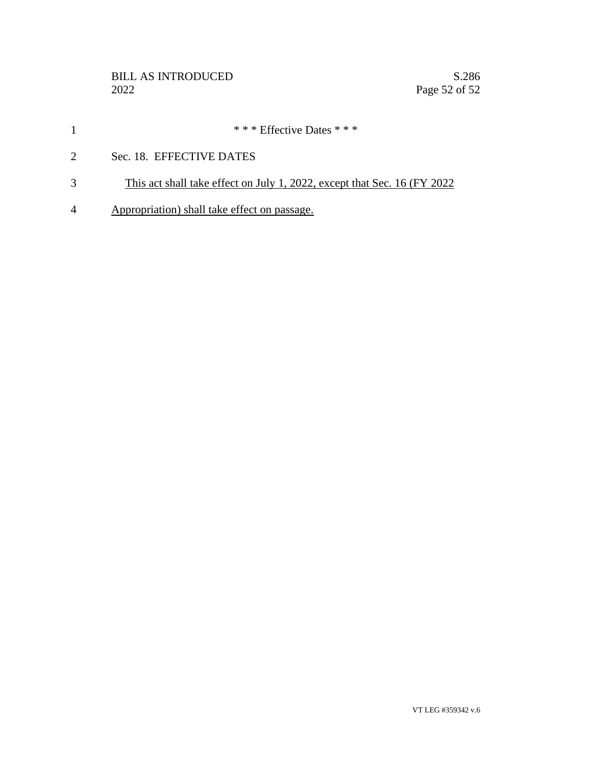\* \* \* Effective Dates \* \* \*

Sec. 18. EFFECTIVE DATES

This act shall take effect on July 1, 2022, except that Sec. 16 (FY 2022 Appropriation) shall take effect on passage.